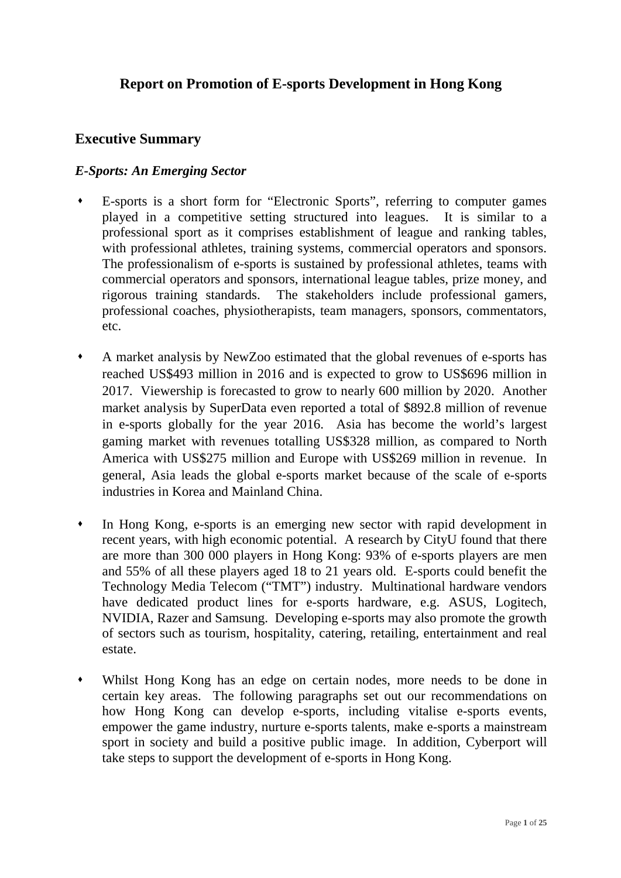# Report on Promotion of E-sports Development in Hong Kong

## Executive Summary

### *E-Sports: An Emerging Sector*

- E-sports is a short form for "Electronic Sports", referring to computer games played in a competitive setting structured into leagues. It is similar to a professional sport as it comprises establishment of league and ranking tables, with professional athletes, training systems, commercial operators and sponsors. The professionalism of e-sports is sustained by professional athletes, teams with commercial operators and sponsors, international league tables, prize money, and rigorous training standards. The stakeholders include professional gamers, professional coaches, physiotherapists, team managers, sponsors, commentators, etc.

- A market analysis by NewZoo estimated that the global revenues of e-sports has reached US$493 million in 2016 and is expected to grow to US$696 million in 2017. Viewership is forecasted to grow to nearly 600 million by 2020. Another market analysis by SuperData even reported a total of $892.8 million of revenue in e-sports globally for the year 2016. Asia has become the world's largest gaming market with revenues totalling US$328 million, as compared to North America with US$275 million and Europe with US$269 million in revenue. In general, Asia leads the global e-sports market because of the scale of e-sports industries in Korea and Mainland China.

- In Hong Kong, e-sports is an emerging new sector with rapid development in recent years, with high economic potential. A research by CityU found that there are more than 300 000 players in Hong Kong: 93% of e-sports players are men and 55% of all these players aged 18 to 21 years old. E-sports could benefit the Technology Media Telecom ("TMT") industry. Multinational hardware vendors have dedicated product lines for e-sports hardware, e.g. ASUS, Logitech, NVIDIA, Razer and Samsung. Developing e-sports may also promote the growth of sectors such as tourism, hospitality, catering, retailing, entertainment and real estate.

- Whilst Hong Kong has an edge on certain nodes, more needs to be done in certain key areas. The following paragraphs set out our recommendations on how Hong Kong can develop e-sports, including vitalise e-sports events, empower the game industry, nurture e-sports talents, make e-sports a mainstream sport in society and build a positive public image. In addition, Cyberport will take steps to support the development of e-sports in Hong Kong.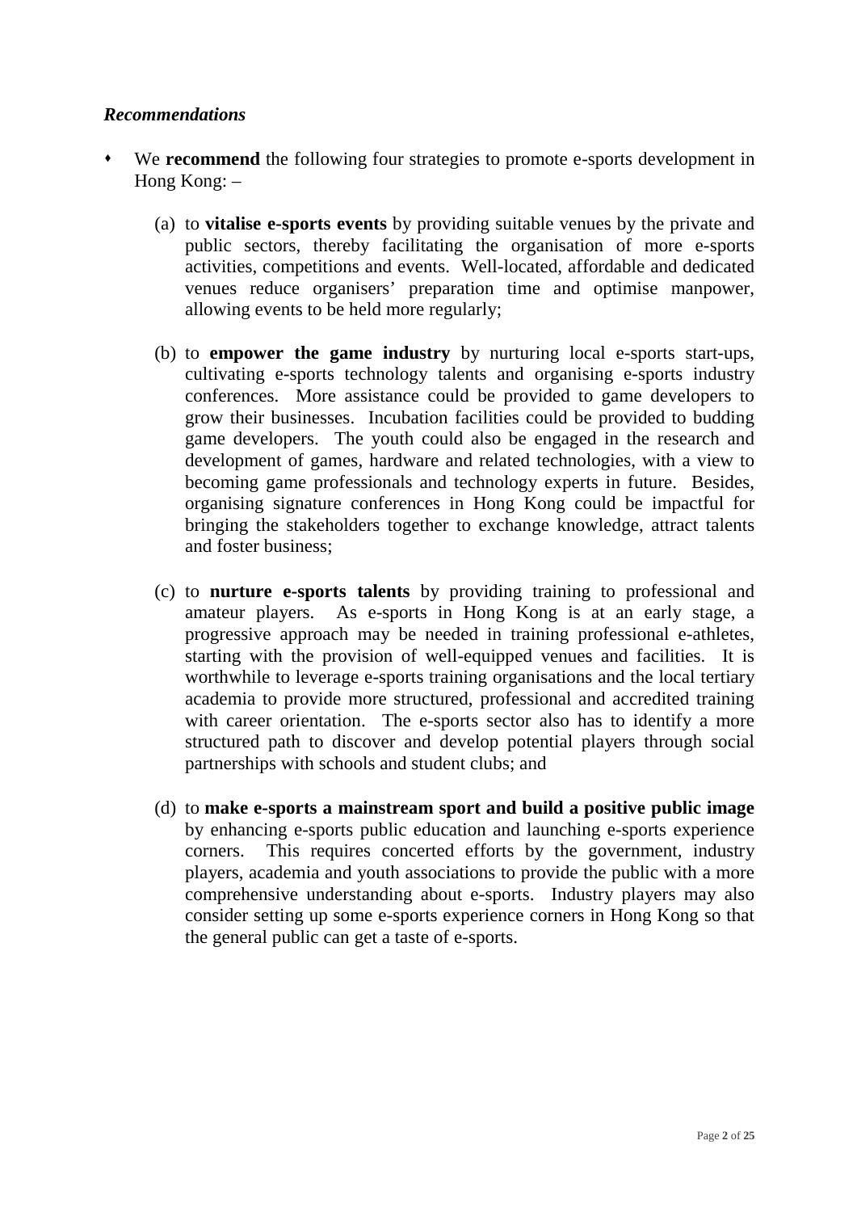### *Recommendations*

- We **recommend** the following four strategies to promote e-sports development in Hong Kong: –

  (a) to **vitalise e-sports events** by providing suitable venues by the private and public sectors, thereby facilitating the organisation of more e-sports activities, competitions and events. Well-located, affordable and dedicated venues reduce organisers' preparation time and optimise manpower, allowing events to be held more regularly;

  (b) to **empower the game industry** by nurturing local e-sports start-ups, cultivating e-sports technology talents and organising e-sports industry conferences. More assistance could be provided to game developers to grow their businesses. Incubation facilities could be provided to budding game developers. The youth could also be engaged in the research and development of games, hardware and related technologies, with a view to becoming game professionals and technology experts in future. Besides, organising signature conferences in Hong Kong could be impactful for bringing the stakeholders together to exchange knowledge, attract talents and foster business;

  (c) to **nurture e-sports talents** by providing training to professional and amateur players. As e-sports in Hong Kong is at an early stage, a progressive approach may be needed in training professional e-athletes, starting with the provision of well-equipped venues and facilities. It is worthwhile to leverage e-sports training organisations and the local tertiary academia to provide more structured, professional and accredited training with career orientation. The e-sports sector also has to identify a more structured path to discover and develop potential players through social partnerships with schools and student clubs; and

  (d) to **make e-sports a mainstream sport and build a positive public image** by enhancing e-sports public education and launching e-sports experience corners. This requires concerted efforts by the government, industry players, academia and youth associations to provide the public with a more comprehensive understanding about e-sports. Industry players may also consider setting up some e-sports experience corners in Hong Kong so that the general public can get a taste of e-sports.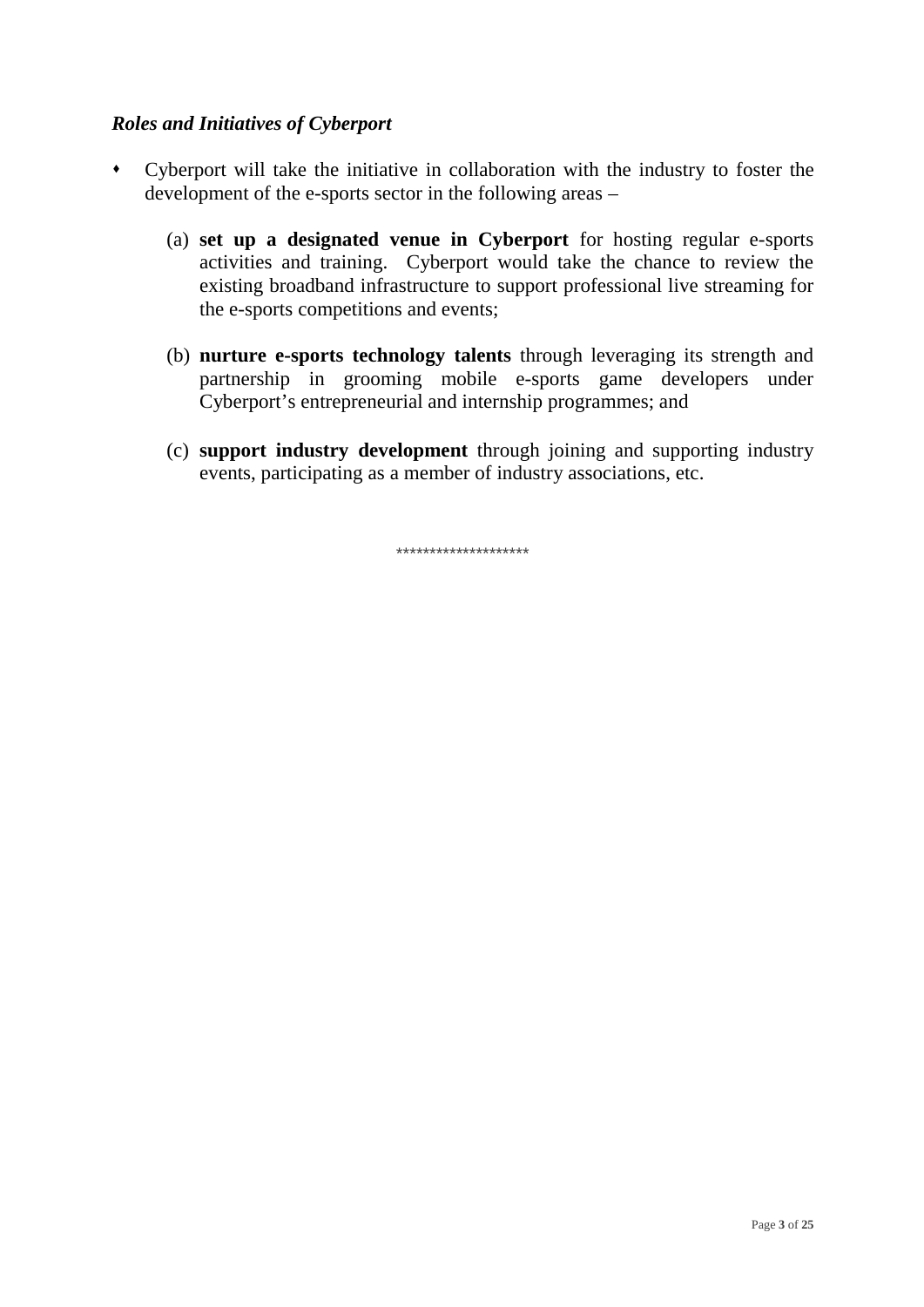***Roles and Initiatives of Cyberport***

- Cyberport will take the initiative in collaboration with the industry to foster the development of the e-sports sector in the following areas –

  (a) **set up a designated venue in Cyberport** for hosting regular e-sports activities and training. Cyberport would take the chance to review the existing broadband infrastructure to support professional live streaming for the e-sports competitions and events;

  (b) **nurture e-sports technology talents** through leveraging its strength and partnership in grooming mobile e-sports game developers under Cyberport's entrepreneurial and internship programmes; and

  (c) **support industry development** through joining and supporting industry events, participating as a member of industry associations, etc.

*******************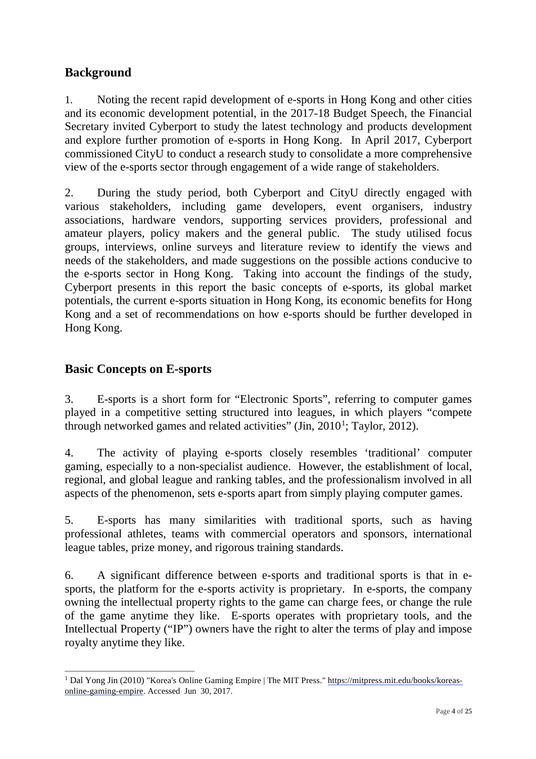## Background

1. Noting the recent rapid development of e-sports in Hong Kong and other cities and its economic development potential, in the 2017-18 Budget Speech, the Financial Secretary invited Cyberport to study the latest technology and products development and explore further promotion of e-sports in Hong Kong. In April 2017, Cyberport commissioned CityU to conduct a research study to consolidate a more comprehensive view of the e-sports sector through engagement of a wide range of stakeholders.

2. During the study period, both Cyberport and CityU directly engaged with various stakeholders, including game developers, event organisers, industry associations, hardware vendors, supporting services providers, professional and amateur players, policy makers and the general public. The study utilised focus groups, interviews, online surveys and literature review to identify the views and needs of the stakeholders, and made suggestions on the possible actions conducive to the e-sports sector in Hong Kong. Taking into account the findings of the study, Cyberport presents in this report the basic concepts of e-sports, its global market potentials, the current e-sports situation in Hong Kong, its economic benefits for Hong Kong and a set of recommendations on how e-sports should be further developed in Hong Kong.

## Basic Concepts on E-sports

3. E-sports is a short form for "Electronic Sports", referring to computer games played in a competitive setting structured into leagues, in which players "compete through networked games and related activities" (Jin, 2010[1]; Taylor, 2012).

4. The activity of playing e-sports closely resembles 'traditional' computer gaming, especially to a non-specialist audience. However, the establishment of local, regional, and global league and ranking tables, and the professionalism involved in all aspects of the phenomenon, sets e-sports apart from simply playing computer games.

5. E-sports has many similarities with traditional sports, such as having professional athletes, teams with commercial operators and sponsors, international league tables, prize money, and rigorous training standards.

6. A significant difference between e-sports and traditional sports is that in e-sports, the platform for the e-sports activity is proprietary. In e-sports, the company owning the intellectual property rights to the game can charge fees, or change the rule of the game anytime they like. E-sports operates with proprietary tools, and the Intellectual Property ("IP") owners have the right to alter the terms of play and impose royalty anytime they like.

---

[1] Dal Yong Jin (2010) "Korea's Online Gaming Empire | The MIT Press." https://mitpress.mit.edu/books/koreas-online-gaming-empire. Accessed Jun 30, 2017.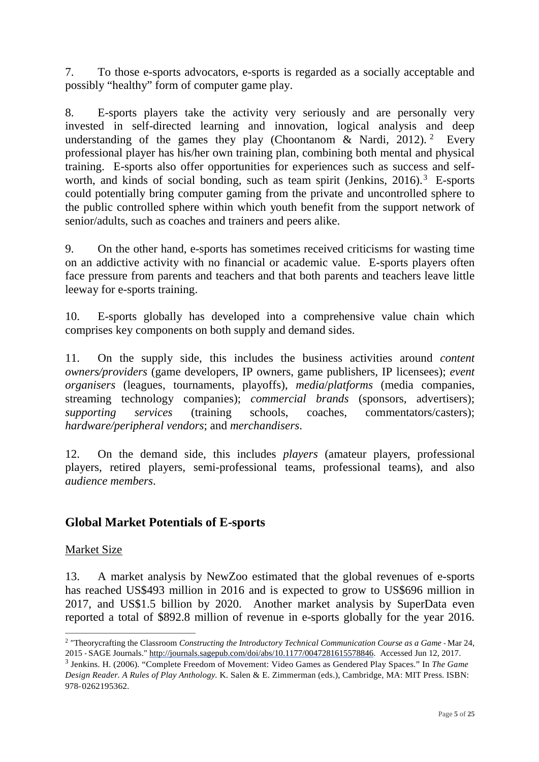7. To those e-sports advocators, e-sports is regarded as a socially acceptable and possibly "healthy" form of computer game play.

8. E-sports players take the activity very seriously and are personally very invested in self-directed learning and innovation, logical analysis and deep understanding of the games they play (Choontanom & Nardi, 2012).[2] Every professional player has his/her own training plan, combining both mental and physical training. E-sports also offer opportunities for experiences such as success and self-worth, and kinds of social bonding, such as team spirit (Jenkins, 2016).[3] E-sports could potentially bring computer gaming from the private and uncontrolled sphere to the public controlled sphere within which youth benefit from the support network of senior/adults, such as coaches and trainers and peers alike.

9. On the other hand, e-sports has sometimes received criticisms for wasting time on an addictive activity with no financial or academic value. E-sports players often face pressure from parents and teachers and that both parents and teachers leave little leeway for e-sports training.

10. E-sports globally has developed into a comprehensive value chain which comprises key components on both supply and demand sides.

11. On the supply side, this includes the business activities around *content owners/providers* (game developers, IP owners, game publishers, IP licensees); *event organisers* (leagues, tournaments, playoffs), *media*/*platforms* (media companies, streaming technology companies); *commercial brands* (sponsors, advertisers); *supporting services* (training schools, coaches, commentators/casters); *hardware/peripheral vendors*; and *merchandisers*.

12. On the demand side, this includes *players* (amateur players, professional players, retired players, semi-professional teams, professional teams), and also *audience members*.

## Global Market Potentials of E-sports

<u>Market Size</u>

13. A market analysis by NewZoo estimated that the global revenues of e-sports has reached US$493 million in 2016 and is expected to grow to US$696 million in 2017, and US$1.5 billion by 2020. Another market analysis by SuperData even reported a total of $892.8 million of revenue in e-sports globally for the year 2016.

---

[2] "Theorycrafting the Classroom *Constructing the Introductory Technical Communication Course as a Game* - Mar 24, 2015 - SAGE Journals." http://journals.sagepub.com/doi/abs/10.1177/0047281615578846. Accessed Jun 12, 2017.

[3] Jenkins. H. (2006). "Complete Freedom of Movement: Video Games as Gendered Play Spaces." In *The Game Design Reader. A Rules of Play Anthology.* K. Salen & E. Zimmerman (eds.), Cambridge, MA: MIT Press. ISBN: 978-0262195362.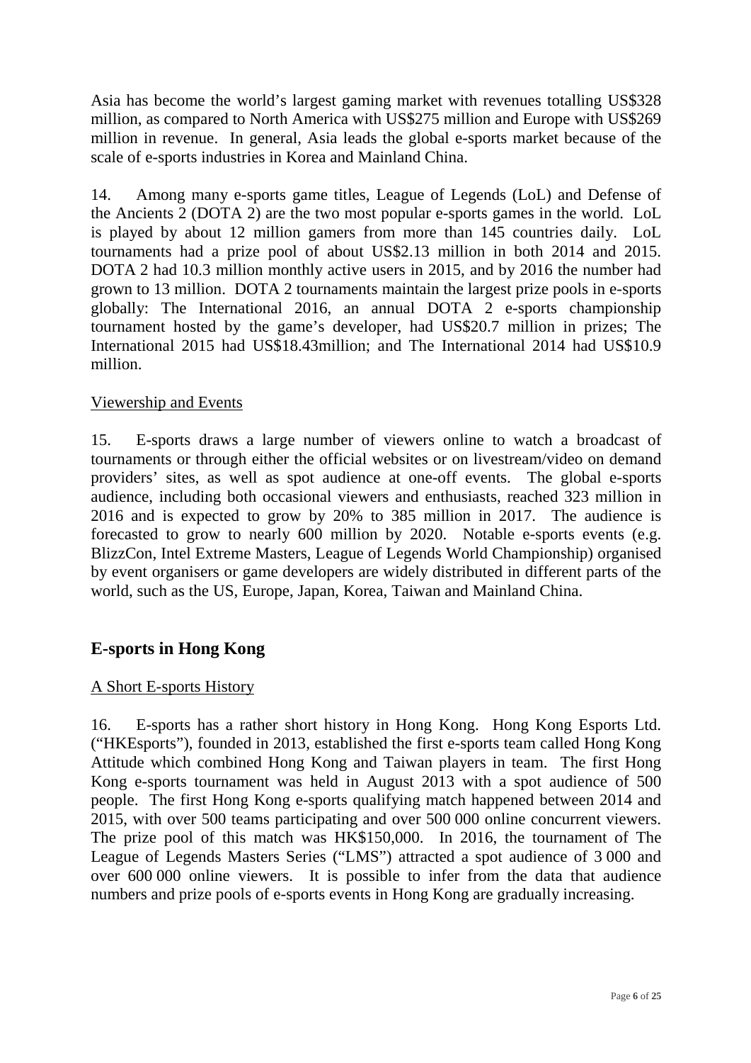Asia has become the world's largest gaming market with revenues totalling US$328 million, as compared to North America with US$275 million and Europe with US$269 million in revenue. In general, Asia leads the global e-sports market because of the scale of e-sports industries in Korea and Mainland China.

14. Among many e-sports game titles, League of Legends (LoL) and Defense of the Ancients 2 (DOTA 2) are the two most popular e-sports games in the world. LoL is played by about 12 million gamers from more than 145 countries daily. LoL tournaments had a prize pool of about US$2.13 million in both 2014 and 2015. DOTA 2 had 10.3 million monthly active users in 2015, and by 2016 the number had grown to 13 million. DOTA 2 tournaments maintain the largest prize pools in e-sports globally: The International 2016, an annual DOTA 2 e-sports championship tournament hosted by the game's developer, had US$20.7 million in prizes; The International 2015 had US$18.43million; and The International 2014 had US$10.9 million.

Viewership and Events

15. E-sports draws a large number of viewers online to watch a broadcast of tournaments or through either the official websites or on livestream/video on demand providers' sites, as well as spot audience at one-off events. The global e-sports audience, including both occasional viewers and enthusiasts, reached 323 million in 2016 and is expected to grow by 20% to 385 million in 2017. The audience is forecasted to grow to nearly 600 million by 2020. Notable e-sports events (e.g. BlizzCon, Intel Extreme Masters, League of Legends World Championship) organised by event organisers or game developers are widely distributed in different parts of the world, such as the US, Europe, Japan, Korea, Taiwan and Mainland China.

## E-sports in Hong Kong

A Short E-sports History

16. E-sports has a rather short history in Hong Kong. Hong Kong Esports Ltd. ("HKEsports"), founded in 2013, established the first e-sports team called Hong Kong Attitude which combined Hong Kong and Taiwan players in team. The first Hong Kong e-sports tournament was held in August 2013 with a spot audience of 500 people. The first Hong Kong e-sports qualifying match happened between 2014 and 2015, with over 500 teams participating and over 500 000 online concurrent viewers. The prize pool of this match was HK$150,000. In 2016, the tournament of The League of Legends Masters Series ("LMS") attracted a spot audience of 3 000 and over 600 000 online viewers. It is possible to infer from the data that audience numbers and prize pools of e-sports events in Hong Kong are gradually increasing.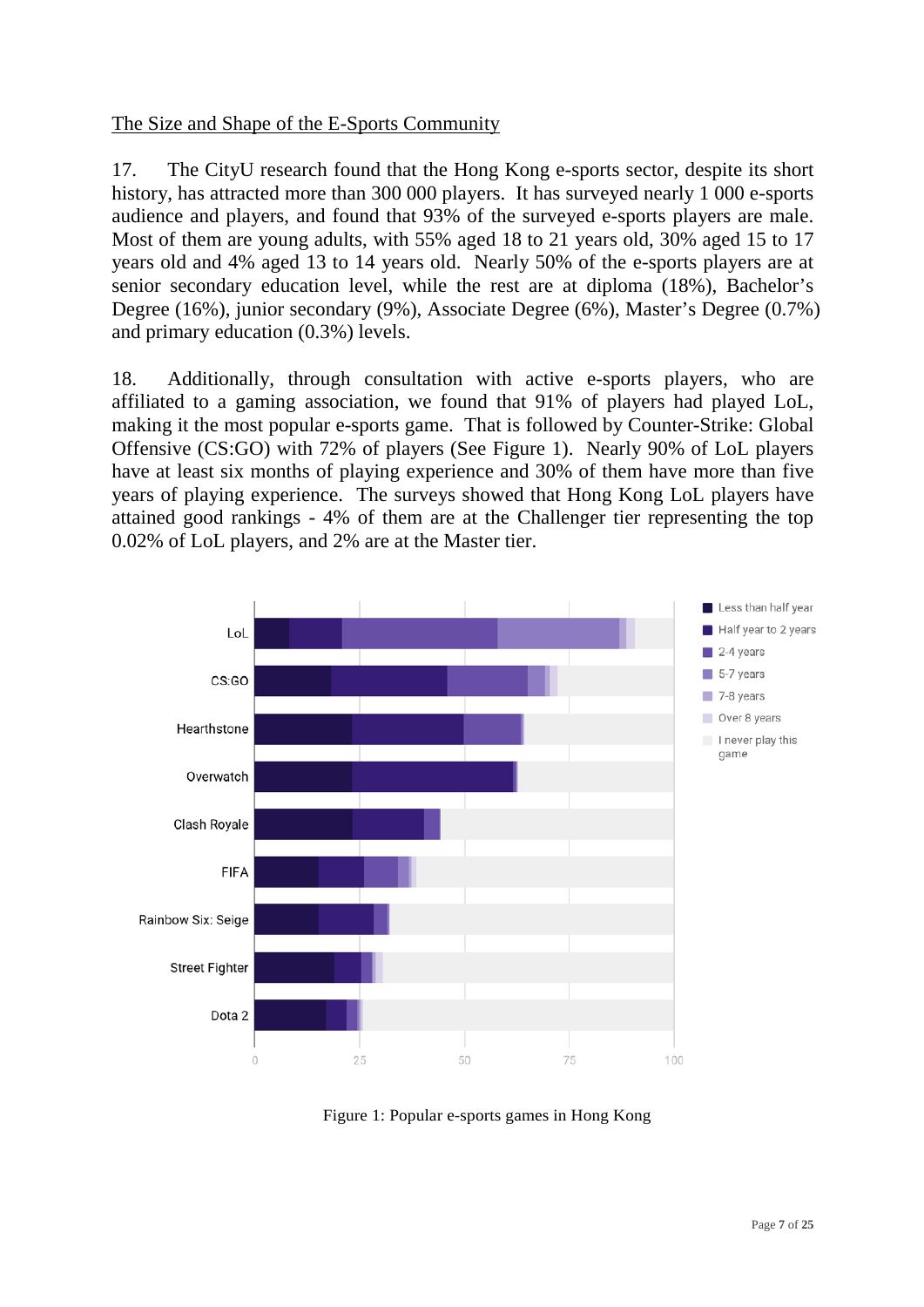<u>The Size and Shape of the E-Sports Community</u>

17. The CityU research found that the Hong Kong e-sports sector, despite its short history, has attracted more than 300 000 players. It has surveyed nearly 1 000 e-sports audience and players, and found that 93% of the surveyed e-sports players are male. Most of them are young adults, with 55% aged 18 to 21 years old, 30% aged 15 to 17 years old and 4% aged 13 to 14 years old. Nearly 50% of the e-sports players are at senior secondary education level, while the rest are at diploma (18%), Bachelor's Degree (16%), junior secondary (9%), Associate Degree (6%), Master's Degree (0.7%) and primary education (0.3%) levels.

18. Additionally, through consultation with active e-sports players, who are affiliated to a gaming association, we found that 91% of players had played LoL, making it the most popular e-sports game. That is followed by Counter-Strike: Global Offensive (CS:GO) with 72% of players (See Figure 1). Nearly 90% of LoL players have at least six months of playing experience and 30% of them have more than five years of playing experience. The surveys showed that Hong Kong LoL players have attained good rankings - 4% of them are at the Challenger tier representing the top 0.02% of LoL players, and 2% are at the Master tier.

Figure 1: Popular e-sports games in Hong Kong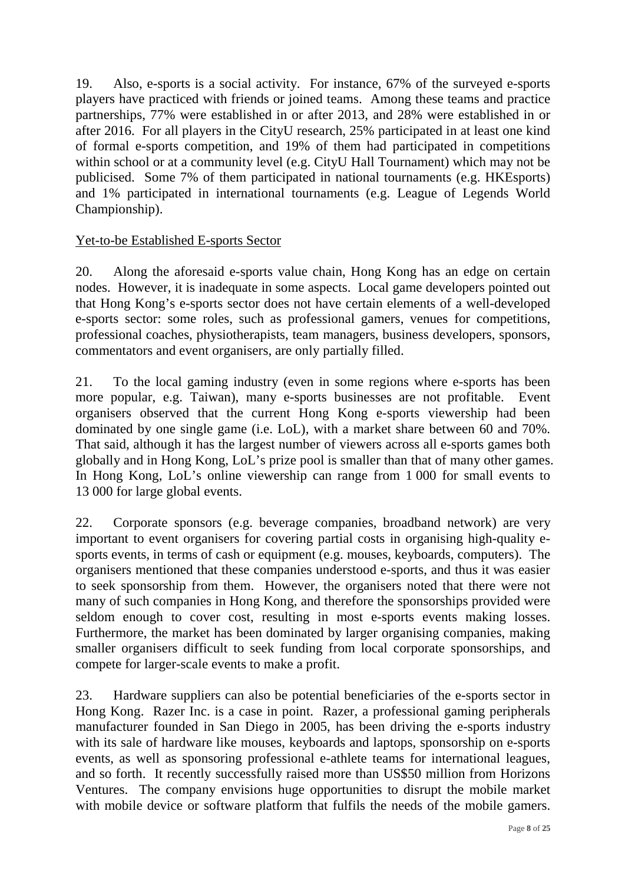19. Also, e-sports is a social activity. For instance, 67% of the surveyed e-sports players have practiced with friends or joined teams. Among these teams and practice partnerships, 77% were established in or after 2013, and 28% were established in or after 2016. For all players in the CityU research, 25% participated in at least one kind of formal e-sports competition, and 19% of them had participated in competitions within school or at a community level (e.g. CityU Hall Tournament) which may not be publicised. Some 7% of them participated in national tournaments (e.g. HKEsports) and 1% participated in international tournaments (e.g. League of Legends World Championship).

<u>Yet-to-be Established E-sports Sector</u>

20. Along the aforesaid e-sports value chain, Hong Kong has an edge on certain nodes. However, it is inadequate in some aspects. Local game developers pointed out that Hong Kong's e-sports sector does not have certain elements of a well-developed e-sports sector: some roles, such as professional gamers, venues for competitions, professional coaches, physiotherapists, team managers, business developers, sponsors, commentators and event organisers, are only partially filled.

21. To the local gaming industry (even in some regions where e-sports has been more popular, e.g. Taiwan), many e-sports businesses are not profitable. Event organisers observed that the current Hong Kong e-sports viewership had been dominated by one single game (i.e. LoL), with a market share between 60 and 70%. That said, although it has the largest number of viewers across all e-sports games both globally and in Hong Kong, LoL's prize pool is smaller than that of many other games. In Hong Kong, LoL's online viewership can range from 1 000 for small events to 13 000 for large global events.

22. Corporate sponsors (e.g. beverage companies, broadband network) are very important to event organisers for covering partial costs in organising high-quality e-sports events, in terms of cash or equipment (e.g. mouses, keyboards, computers). The organisers mentioned that these companies understood e-sports, and thus it was easier to seek sponsorship from them. However, the organisers noted that there were not many of such companies in Hong Kong, and therefore the sponsorships provided were seldom enough to cover cost, resulting in most e-sports events making losses. Furthermore, the market has been dominated by larger organising companies, making smaller organisers difficult to seek funding from local corporate sponsorships, and compete for larger-scale events to make a profit.

23. Hardware suppliers can also be potential beneficiaries of the e-sports sector in Hong Kong. Razer Inc. is a case in point. Razer, a professional gaming peripherals manufacturer founded in San Diego in 2005, has been driving the e-sports industry with its sale of hardware like mouses, keyboards and laptops, sponsorship on e-sports events, as well as sponsoring professional e-athlete teams for international leagues, and so forth. It recently successfully raised more than US$50 million from Horizons Ventures. The company envisions huge opportunities to disrupt the mobile market with mobile device or software platform that fulfils the needs of the mobile gamers.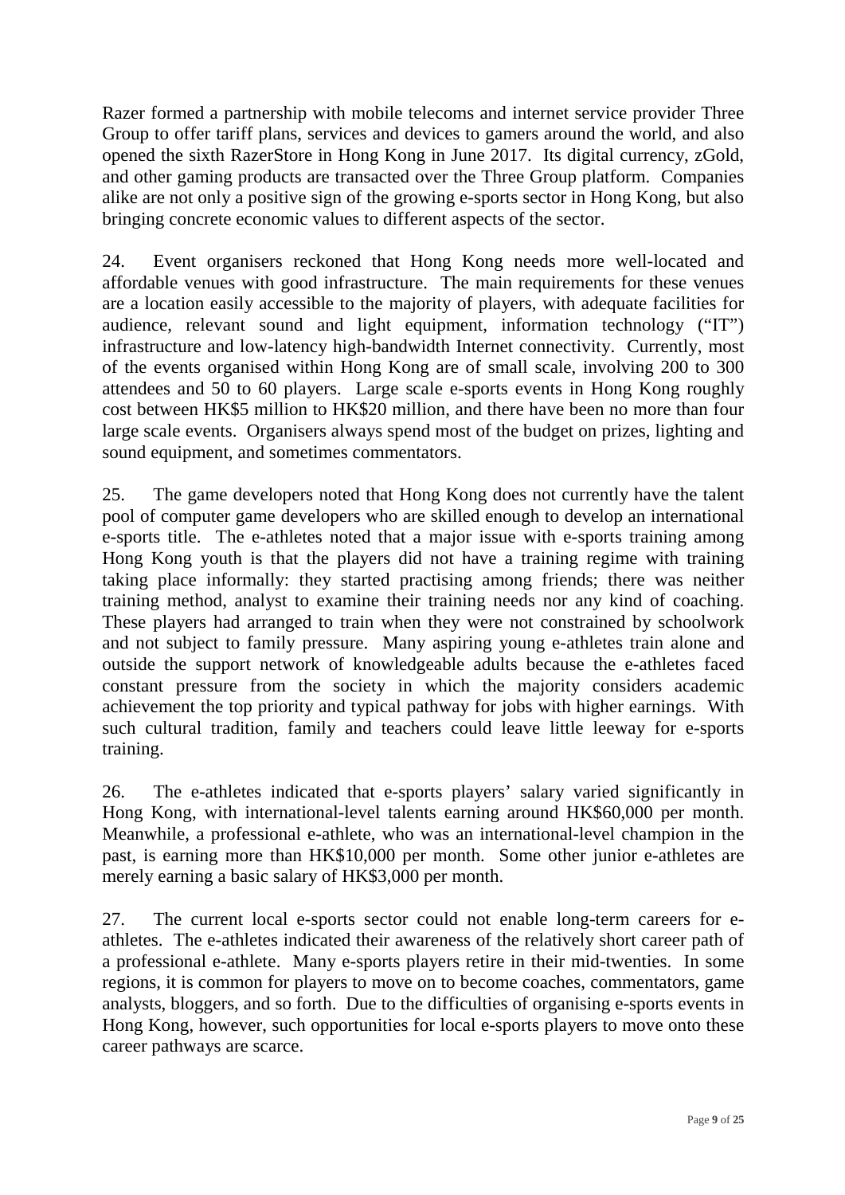Razer formed a partnership with mobile telecoms and internet service provider Three Group to offer tariff plans, services and devices to gamers around the world, and also opened the sixth RazerStore in Hong Kong in June 2017. Its digital currency, zGold, and other gaming products are transacted over the Three Group platform. Companies alike are not only a positive sign of the growing e-sports sector in Hong Kong, but also bringing concrete economic values to different aspects of the sector.

24. Event organisers reckoned that Hong Kong needs more well-located and affordable venues with good infrastructure. The main requirements for these venues are a location easily accessible to the majority of players, with adequate facilities for audience, relevant sound and light equipment, information technology ("IT") infrastructure and low-latency high-bandwidth Internet connectivity. Currently, most of the events organised within Hong Kong are of small scale, involving 200 to 300 attendees and 50 to 60 players. Large scale e-sports events in Hong Kong roughly cost between HK$5 million to HK$20 million, and there have been no more than four large scale events. Organisers always spend most of the budget on prizes, lighting and sound equipment, and sometimes commentators.

25. The game developers noted that Hong Kong does not currently have the talent pool of computer game developers who are skilled enough to develop an international e-sports title. The e-athletes noted that a major issue with e-sports training among Hong Kong youth is that the players did not have a training regime with training taking place informally: they started practising among friends; there was neither training method, analyst to examine their training needs nor any kind of coaching. These players had arranged to train when they were not constrained by schoolwork and not subject to family pressure. Many aspiring young e-athletes train alone and outside the support network of knowledgeable adults because the e-athletes faced constant pressure from the society in which the majority considers academic achievement the top priority and typical pathway for jobs with higher earnings. With such cultural tradition, family and teachers could leave little leeway for e-sports training.

26. The e-athletes indicated that e-sports players' salary varied significantly in Hong Kong, with international-level talents earning around HK$60,000 per month. Meanwhile, a professional e-athlete, who was an international-level champion in the past, is earning more than HK$10,000 per month. Some other junior e-athletes are merely earning a basic salary of HK$3,000 per month.

27. The current local e-sports sector could not enable long-term careers for e-athletes. The e-athletes indicated their awareness of the relatively short career path of a professional e-athlete. Many e-sports players retire in their mid-twenties. In some regions, it is common for players to move on to become coaches, commentators, game analysts, bloggers, and so forth. Due to the difficulties of organising e-sports events in Hong Kong, however, such opportunities for local e-sports players to move onto these career pathways are scarce.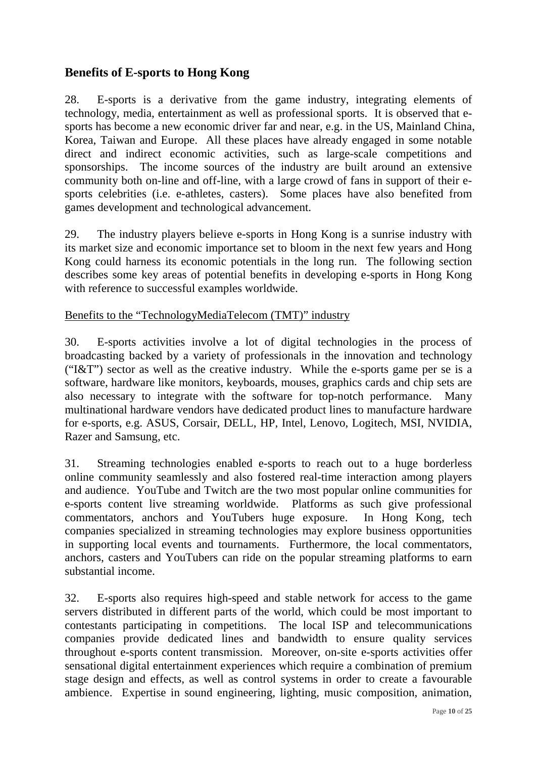## Benefits of E-sports to Hong Kong

28. E-sports is a derivative from the game industry, integrating elements of technology, media, entertainment as well as professional sports. It is observed that e-sports has become a new economic driver far and near, e.g. in the US, Mainland China, Korea, Taiwan and Europe. All these places have already engaged in some notable direct and indirect economic activities, such as large-scale competitions and sponsorships. The income sources of the industry are built around an extensive community both on-line and off-line, with a large crowd of fans in support of their e-sports celebrities (i.e. e-athletes, casters). Some places have also benefited from games development and technological advancement.

29. The industry players believe e-sports in Hong Kong is a sunrise industry with its market size and economic importance set to bloom in the next few years and Hong Kong could harness its economic potentials in the long run. The following section describes some key areas of potential benefits in developing e-sports in Hong Kong with reference to successful examples worldwide.

<u>Benefits to the "TechnologyMediaTelecom (TMT)" industry</u>

30. E-sports activities involve a lot of digital technologies in the process of broadcasting backed by a variety of professionals in the innovation and technology ("I&T") sector as well as the creative industry. While the e-sports game per se is a software, hardware like monitors, keyboards, mouses, graphics cards and chip sets are also necessary to integrate with the software for top-notch performance. Many multinational hardware vendors have dedicated product lines to manufacture hardware for e-sports, e.g. ASUS, Corsair, DELL, HP, Intel, Lenovo, Logitech, MSI, NVIDIA, Razer and Samsung, etc.

31. Streaming technologies enabled e-sports to reach out to a huge borderless online community seamlessly and also fostered real-time interaction among players and audience. YouTube and Twitch are the two most popular online communities for e-sports content live streaming worldwide. Platforms as such give professional commentators, anchors and YouTubers huge exposure. In Hong Kong, tech companies specialized in streaming technologies may explore business opportunities in supporting local events and tournaments. Furthermore, the local commentators, anchors, casters and YouTubers can ride on the popular streaming platforms to earn substantial income.

32. E-sports also requires high-speed and stable network for access to the game servers distributed in different parts of the world, which could be most important to contestants participating in competitions. The local ISP and telecommunications companies provide dedicated lines and bandwidth to ensure quality services throughout e-sports content transmission. Moreover, on-site e-sports activities offer sensational digital entertainment experiences which require a combination of premium stage design and effects, as well as control systems in order to create a favourable ambience. Expertise in sound engineering, lighting, music composition, animation,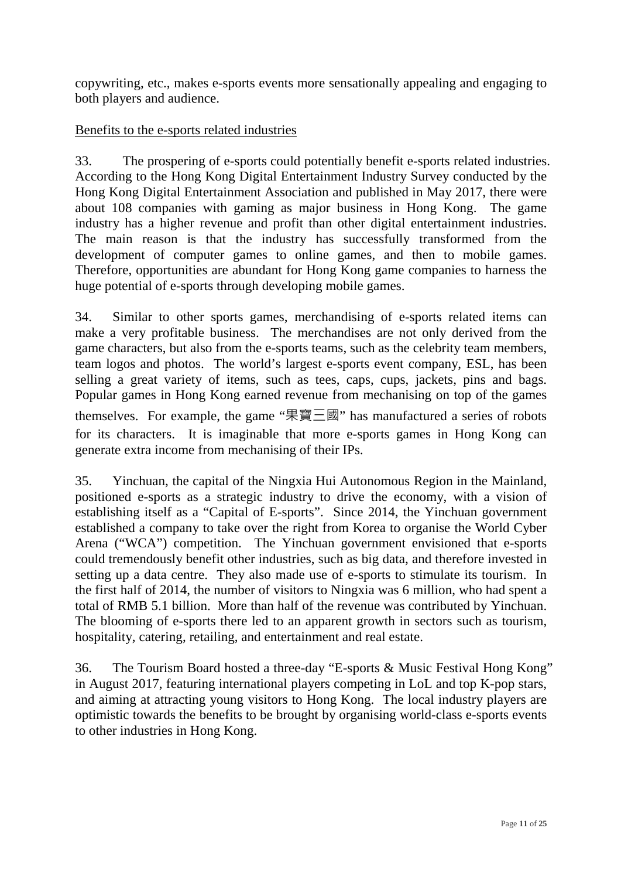copywriting, etc., makes e-sports events more sensationally appealing and engaging to both players and audience.

<u>Benefits to the e-sports related industries</u>

33. The prospering of e-sports could potentially benefit e-sports related industries. According to the Hong Kong Digital Entertainment Industry Survey conducted by the Hong Kong Digital Entertainment Association and published in May 2017, there were about 108 companies with gaming as major business in Hong Kong. The game industry has a higher revenue and profit than other digital entertainment industries. The main reason is that the industry has successfully transformed from the development of computer games to online games, and then to mobile games. Therefore, opportunities are abundant for Hong Kong game companies to harness the huge potential of e-sports through developing mobile games.

34. Similar to other sports games, merchandising of e-sports related items can make a very profitable business. The merchandises are not only derived from the game characters, but also from the e-sports teams, such as the celebrity team members, team logos and photos. The world's largest e-sports event company, ESL, has been selling a great variety of items, such as tees, caps, cups, jackets, pins and bags. Popular games in Hong Kong earned revenue from mechanising on top of the games themselves. For example, the game "果寶三國" has manufactured a series of robots for its characters. It is imaginable that more e-sports games in Hong Kong can generate extra income from mechanising of their IPs.

35. Yinchuan, the capital of the Ningxia Hui Autonomous Region in the Mainland, positioned e-sports as a strategic industry to drive the economy, with a vision of establishing itself as a "Capital of E-sports". Since 2014, the Yinchuan government established a company to take over the right from Korea to organise the World Cyber Arena ("WCA") competition. The Yinchuan government envisioned that e-sports could tremendously benefit other industries, such as big data, and therefore invested in setting up a data centre. They also made use of e-sports to stimulate its tourism. In the first half of 2014, the number of visitors to Ningxia was 6 million, who had spent a total of RMB 5.1 billion. More than half of the revenue was contributed by Yinchuan. The blooming of e-sports there led to an apparent growth in sectors such as tourism, hospitality, catering, retailing, and entertainment and real estate.

36. The Tourism Board hosted a three-day "E-sports & Music Festival Hong Kong" in August 2017, featuring international players competing in LoL and top K-pop stars, and aiming at attracting young visitors to Hong Kong. The local industry players are optimistic towards the benefits to be brought by organising world-class e-sports events to other industries in Hong Kong.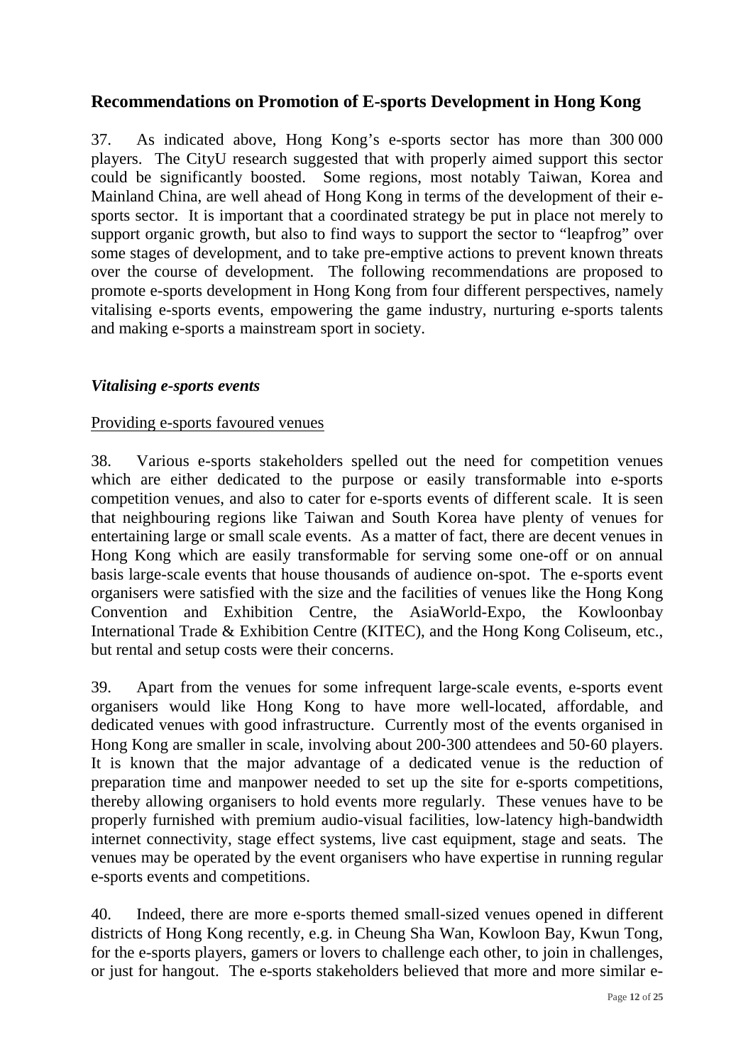## Recommendations on Promotion of E-sports Development in Hong Kong

37. As indicated above, Hong Kong's e-sports sector has more than 300 000 players. The CityU research suggested that with properly aimed support this sector could be significantly boosted. Some regions, most notably Taiwan, Korea and Mainland China, are well ahead of Hong Kong in terms of the development of their e-sports sector. It is important that a coordinated strategy be put in place not merely to support organic growth, but also to find ways to support the sector to "leapfrog" over some stages of development, and to take pre-emptive actions to prevent known threats over the course of development. The following recommendations are proposed to promote e-sports development in Hong Kong from four different perspectives, namely vitalising e-sports events, empowering the game industry, nurturing e-sports talents and making e-sports a mainstream sport in society.

### *Vitalising e-sports events*

<u>Providing e-sports favoured venues</u>

38. Various e-sports stakeholders spelled out the need for competition venues which are either dedicated to the purpose or easily transformable into e-sports competition venues, and also to cater for e-sports events of different scale. It is seen that neighbouring regions like Taiwan and South Korea have plenty of venues for entertaining large or small scale events. As a matter of fact, there are decent venues in Hong Kong which are easily transformable for serving some one-off or on annual basis large-scale events that house thousands of audience on-spot. The e-sports event organisers were satisfied with the size and the facilities of venues like the Hong Kong Convention and Exhibition Centre, the AsiaWorld-Expo, the Kowloonbay International Trade & Exhibition Centre (KITEC), and the Hong Kong Coliseum, etc., but rental and setup costs were their concerns.

39. Apart from the venues for some infrequent large-scale events, e-sports event organisers would like Hong Kong to have more well-located, affordable, and dedicated venues with good infrastructure. Currently most of the events organised in Hong Kong are smaller in scale, involving about 200-300 attendees and 50-60 players. It is known that the major advantage of a dedicated venue is the reduction of preparation time and manpower needed to set up the site for e-sports competitions, thereby allowing organisers to hold events more regularly. These venues have to be properly furnished with premium audio-visual facilities, low-latency high-bandwidth internet connectivity, stage effect systems, live cast equipment, stage and seats. The venues may be operated by the event organisers who have expertise in running regular e-sports events and competitions.

40. Indeed, there are more e-sports themed small-sized venues opened in different districts of Hong Kong recently, e.g. in Cheung Sha Wan, Kowloon Bay, Kwun Tong, for the e-sports players, gamers or lovers to challenge each other, to join in challenges, or just for hangout. The e-sports stakeholders believed that more and more similar e-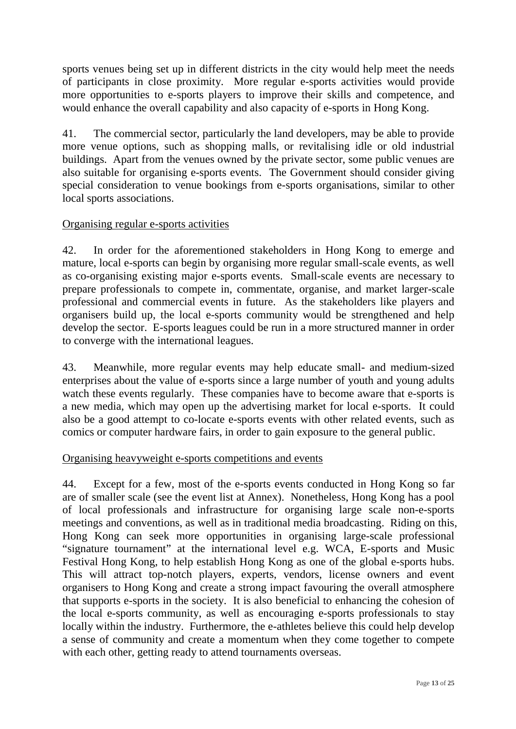sports venues being set up in different districts in the city would help meet the needs of participants in close proximity. More regular e-sports activities would provide more opportunities to e-sports players to improve their skills and competence, and would enhance the overall capability and also capacity of e-sports in Hong Kong.

41. The commercial sector, particularly the land developers, may be able to provide more venue options, such as shopping malls, or revitalising idle or old industrial buildings. Apart from the venues owned by the private sector, some public venues are also suitable for organising e-sports events. The Government should consider giving special consideration to venue bookings from e-sports organisations, similar to other local sports associations.

<u>Organising regular e-sports activities</u>

42. In order for the aforementioned stakeholders in Hong Kong to emerge and mature, local e-sports can begin by organising more regular small-scale events, as well as co-organising existing major e-sports events. Small-scale events are necessary to prepare professionals to compete in, commentate, organise, and market larger-scale professional and commercial events in future. As the stakeholders like players and organisers build up, the local e-sports community would be strengthened and help develop the sector. E-sports leagues could be run in a more structured manner in order to converge with the international leagues.

43. Meanwhile, more regular events may help educate small- and medium-sized enterprises about the value of e-sports since a large number of youth and young adults watch these events regularly. These companies have to become aware that e-sports is a new media, which may open up the advertising market for local e-sports. It could also be a good attempt to co-locate e-sports events with other related events, such as comics or computer hardware fairs, in order to gain exposure to the general public.

<u>Organising heavyweight e-sports competitions and events</u>

44. Except for a few, most of the e-sports events conducted in Hong Kong so far are of smaller scale (see the event list at Annex). Nonetheless, Hong Kong has a pool of local professionals and infrastructure for organising large scale non-e-sports meetings and conventions, as well as in traditional media broadcasting. Riding on this, Hong Kong can seek more opportunities in organising large-scale professional "signature tournament" at the international level e.g. WCA, E-sports and Music Festival Hong Kong, to help establish Hong Kong as one of the global e-sports hubs. This will attract top-notch players, experts, vendors, license owners and event organisers to Hong Kong and create a strong impact favouring the overall atmosphere that supports e-sports in the society. It is also beneficial to enhancing the cohesion of the local e-sports community, as well as encouraging e-sports professionals to stay locally within the industry. Furthermore, the e-athletes believe this could help develop a sense of community and create a momentum when they come together to compete with each other, getting ready to attend tournaments overseas.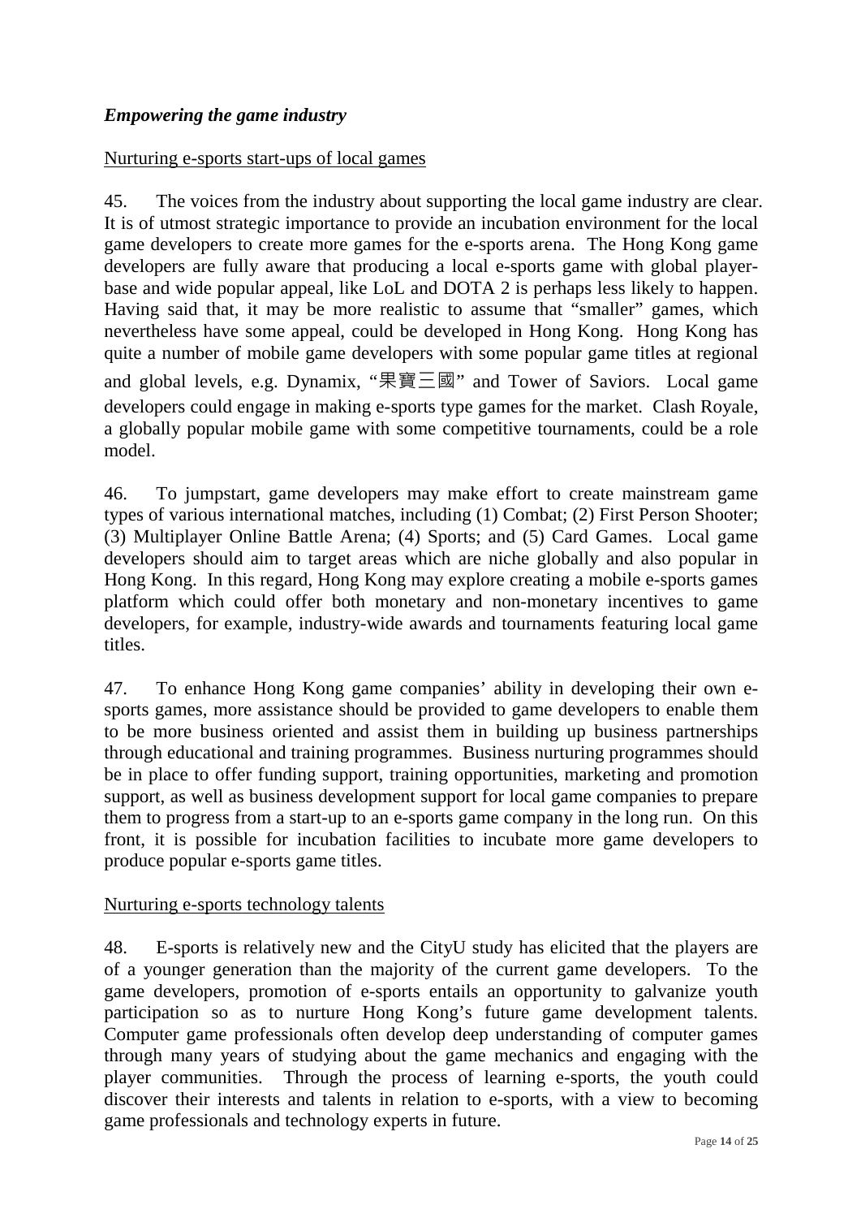### *Empowering the game industry*

Nurturing e-sports start-ups of local games

45. The voices from the industry about supporting the local game industry are clear. It is of utmost strategic importance to provide an incubation environment for the local game developers to create more games for the e-sports arena. The Hong Kong game developers are fully aware that producing a local e-sports game with global player-base and wide popular appeal, like LoL and DOTA 2 is perhaps less likely to happen. Having said that, it may be more realistic to assume that "smaller" games, which nevertheless have some appeal, could be developed in Hong Kong. Hong Kong has quite a number of mobile game developers with some popular game titles at regional and global levels, e.g. Dynamix, "果寶三國" and Tower of Saviors. Local game developers could engage in making e-sports type games for the market. Clash Royale, a globally popular mobile game with some competitive tournaments, could be a role model.

46. To jumpstart, game developers may make effort to create mainstream game types of various international matches, including (1) Combat; (2) First Person Shooter; (3) Multiplayer Online Battle Arena; (4) Sports; and (5) Card Games. Local game developers should aim to target areas which are niche globally and also popular in Hong Kong. In this regard, Hong Kong may explore creating a mobile e-sports games platform which could offer both monetary and non-monetary incentives to game developers, for example, industry-wide awards and tournaments featuring local game titles.

47. To enhance Hong Kong game companies' ability in developing their own e-sports games, more assistance should be provided to game developers to enable them to be more business oriented and assist them in building up business partnerships through educational and training programmes. Business nurturing programmes should be in place to offer funding support, training opportunities, marketing and promotion support, as well as business development support for local game companies to prepare them to progress from a start-up to an e-sports game company in the long run. On this front, it is possible for incubation facilities to incubate more game developers to produce popular e-sports game titles.

Nurturing e-sports technology talents

48. E-sports is relatively new and the CityU study has elicited that the players are of a younger generation than the majority of the current game developers. To the game developers, promotion of e-sports entails an opportunity to galvanize youth participation so as to nurture Hong Kong's future game development talents. Computer game professionals often develop deep understanding of computer games through many years of studying about the game mechanics and engaging with the player communities. Through the process of learning e-sports, the youth could discover their interests and talents in relation to e-sports, with a view to becoming game professionals and technology experts in future.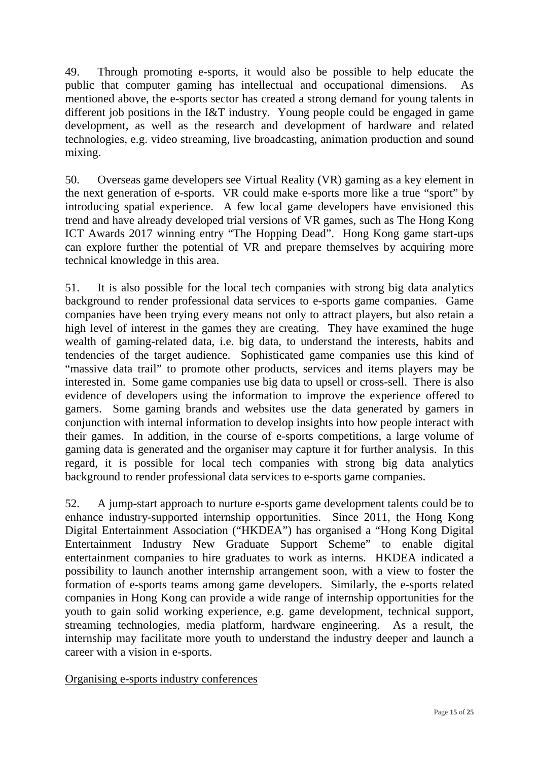49. Through promoting e-sports, it would also be possible to help educate the public that computer gaming has intellectual and occupational dimensions. As mentioned above, the e-sports sector has created a strong demand for young talents in different job positions in the I&T industry. Young people could be engaged in game development, as well as the research and development of hardware and related technologies, e.g. video streaming, live broadcasting, animation production and sound mixing.

50. Overseas game developers see Virtual Reality (VR) gaming as a key element in the next generation of e-sports. VR could make e-sports more like a true "sport" by introducing spatial experience. A few local game developers have envisioned this trend and have already developed trial versions of VR games, such as The Hong Kong ICT Awards 2017 winning entry "The Hopping Dead". Hong Kong game start-ups can explore further the potential of VR and prepare themselves by acquiring more technical knowledge in this area.

51. It is also possible for the local tech companies with strong big data analytics background to render professional data services to e-sports game companies. Game companies have been trying every means not only to attract players, but also retain a high level of interest in the games they are creating. They have examined the huge wealth of gaming-related data, i.e. big data, to understand the interests, habits and tendencies of the target audience. Sophisticated game companies use this kind of "massive data trail" to promote other products, services and items players may be interested in. Some game companies use big data to upsell or cross-sell. There is also evidence of developers using the information to improve the experience offered to gamers. Some gaming brands and websites use the data generated by gamers in conjunction with internal information to develop insights into how people interact with their games. In addition, in the course of e-sports competitions, a large volume of gaming data is generated and the organiser may capture it for further analysis. In this regard, it is possible for local tech companies with strong big data analytics background to render professional data services to e-sports game companies.

52. A jump-start approach to nurture e-sports game development talents could be to enhance industry-supported internship opportunities. Since 2011, the Hong Kong Digital Entertainment Association ("HKDEA") has organised a "Hong Kong Digital Entertainment Industry New Graduate Support Scheme" to enable digital entertainment companies to hire graduates to work as interns. HKDEA indicated a possibility to launch another internship arrangement soon, with a view to foster the formation of e-sports teams among game developers. Similarly, the e-sports related companies in Hong Kong can provide a wide range of internship opportunities for the youth to gain solid working experience, e.g. game development, technical support, streaming technologies, media platform, hardware engineering. As a result, the internship may facilitate more youth to understand the industry deeper and launch a career with a vision in e-sports.

<u>Organising e-sports industry conferences</u>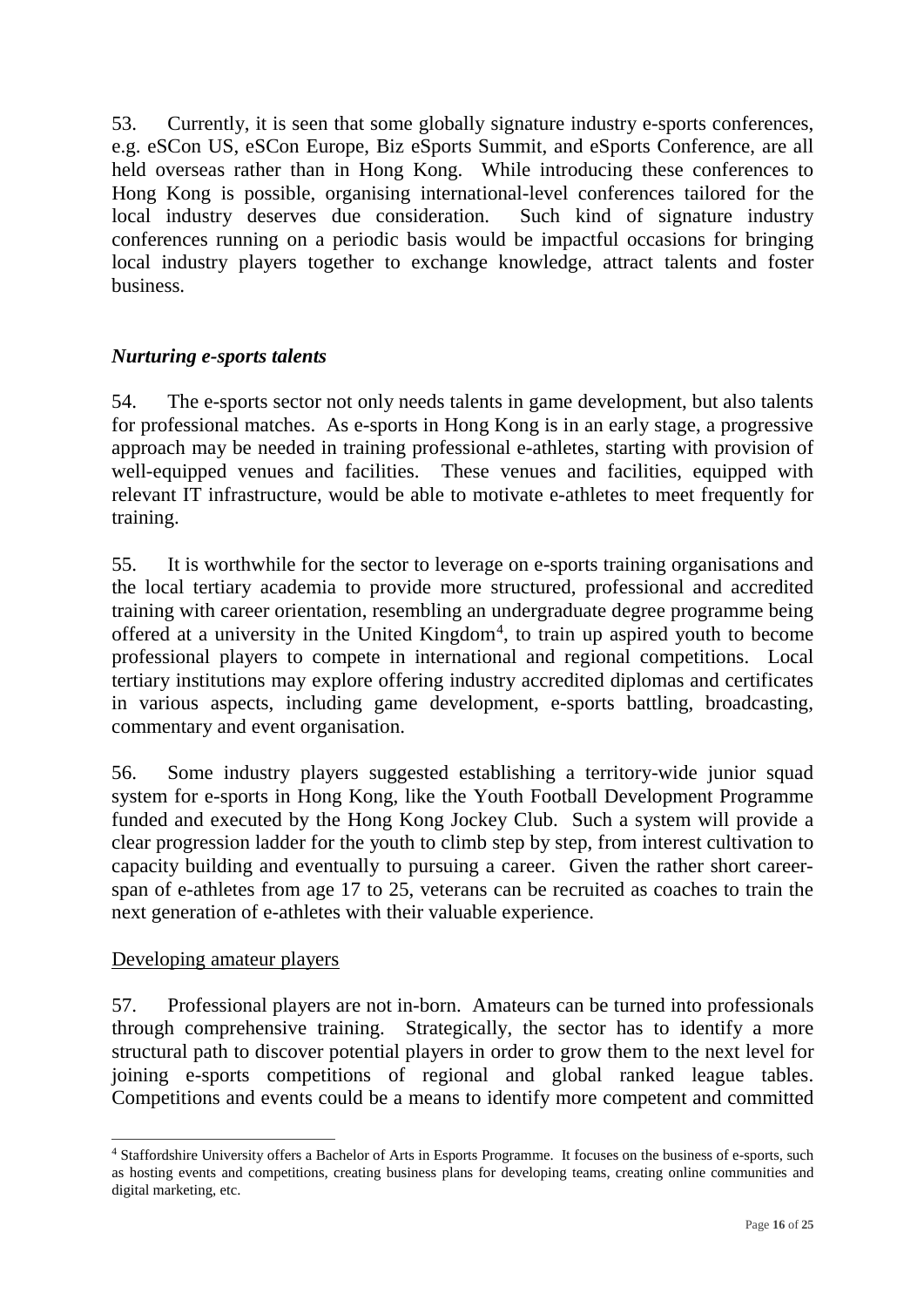53. Currently, it is seen that some globally signature industry e-sports conferences, e.g. eSCon US, eSCon Europe, Biz eSports Summit, and eSports Conference, are all held overseas rather than in Hong Kong. While introducing these conferences to Hong Kong is possible, organising international-level conferences tailored for the local industry deserves due consideration. Such kind of signature industry conferences running on a periodic basis would be impactful occasions for bringing local industry players together to exchange knowledge, attract talents and foster business.

### *Nurturing e-sports talents*

54. The e-sports sector not only needs talents in game development, but also talents for professional matches. As e-sports in Hong Kong is in an early stage, a progressive approach may be needed in training professional e-athletes, starting with provision of well-equipped venues and facilities. These venues and facilities, equipped with relevant IT infrastructure, would be able to motivate e-athletes to meet frequently for training.

55. It is worthwhile for the sector to leverage on e-sports training organisations and the local tertiary academia to provide more structured, professional and accredited training with career orientation, resembling an undergraduate degree programme being offered at a university in the United Kingdom[4], to train up aspired youth to become professional players to compete in international and regional competitions. Local tertiary institutions may explore offering industry accredited diplomas and certificates in various aspects, including game development, e-sports battling, broadcasting, commentary and event organisation.

56. Some industry players suggested establishing a territory-wide junior squad system for e-sports in Hong Kong, like the Youth Football Development Programme funded and executed by the Hong Kong Jockey Club. Such a system will provide a clear progression ladder for the youth to climb step by step, from interest cultivation to capacity building and eventually to pursuing a career. Given the rather short career-span of e-athletes from age 17 to 25, veterans can be recruited as coaches to train the next generation of e-athletes with their valuable experience.

<u>Developing amateur players</u>

57. Professional players are not in-born. Amateurs can be turned into professionals through comprehensive training. Strategically, the sector has to identify a more structural path to discover potential players in order to grow them to the next level for joining e-sports competitions of regional and global ranked league tables. Competitions and events could be a means to identify more competent and committed

---

[4] Staffordshire University offers a Bachelor of Arts in Esports Programme. It focuses on the business of e-sports, such as hosting events and competitions, creating business plans for developing teams, creating online communities and digital marketing, etc.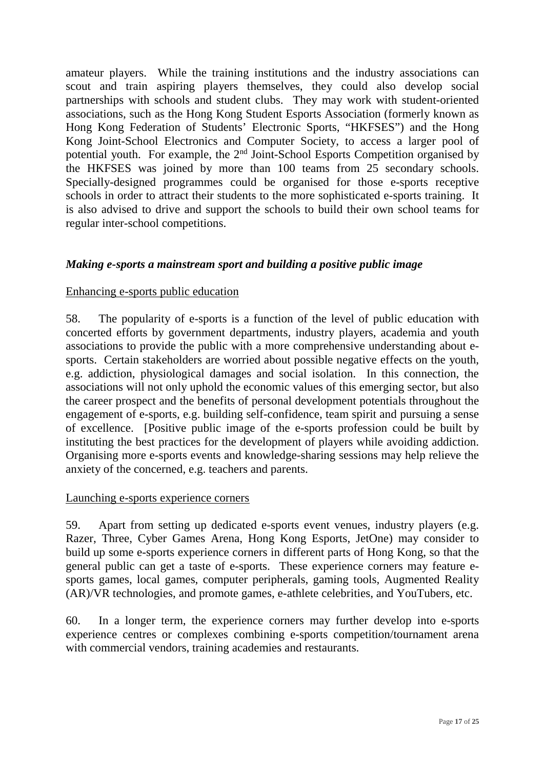amateur players. While the training institutions and the industry associations can scout and train aspiring players themselves, they could also develop social partnerships with schools and student clubs. They may work with student-oriented associations, such as the Hong Kong Student Esports Association (formerly known as Hong Kong Federation of Students' Electronic Sports, "HKFSES") and the Hong Kong Joint-School Electronics and Computer Society, to access a larger pool of potential youth. For example, the 2nd Joint-School Esports Competition organised by the HKFSES was joined by more than 100 teams from 25 secondary schools. Specially-designed programmes could be organised for those e-sports receptive schools in order to attract their students to the more sophisticated e-sports training. It is also advised to drive and support the schools to build their own school teams for regular inter-school competitions.

### *Making e-sports a mainstream sport and building a positive public image*

<u>Enhancing e-sports public education</u>

58. The popularity of e-sports is a function of the level of public education with concerted efforts by government departments, industry players, academia and youth associations to provide the public with a more comprehensive understanding about e-sports. Certain stakeholders are worried about possible negative effects on the youth, e.g. addiction, physiological damages and social isolation. In this connection, the associations will not only uphold the economic values of this emerging sector, but also the career prospect and the benefits of personal development potentials throughout the engagement of e-sports, e.g. building self-confidence, team spirit and pursuing a sense of excellence. [Positive public image of the e-sports profession could be built by instituting the best practices for the development of players while avoiding addiction. Organising more e-sports events and knowledge-sharing sessions may help relieve the anxiety of the concerned, e.g. teachers and parents.

<u>Launching e-sports experience corners</u>

59. Apart from setting up dedicated e-sports event venues, industry players (e.g. Razer, Three, Cyber Games Arena, Hong Kong Esports, JetOne) may consider to build up some e-sports experience corners in different parts of Hong Kong, so that the general public can get a taste of e-sports. These experience corners may feature e-sports games, local games, computer peripherals, gaming tools, Augmented Reality (AR)/VR technologies, and promote games, e-athlete celebrities, and YouTubers, etc.

60. In a longer term, the experience corners may further develop into e-sports experience centres or complexes combining e-sports competition/tournament arena with commercial vendors, training academies and restaurants.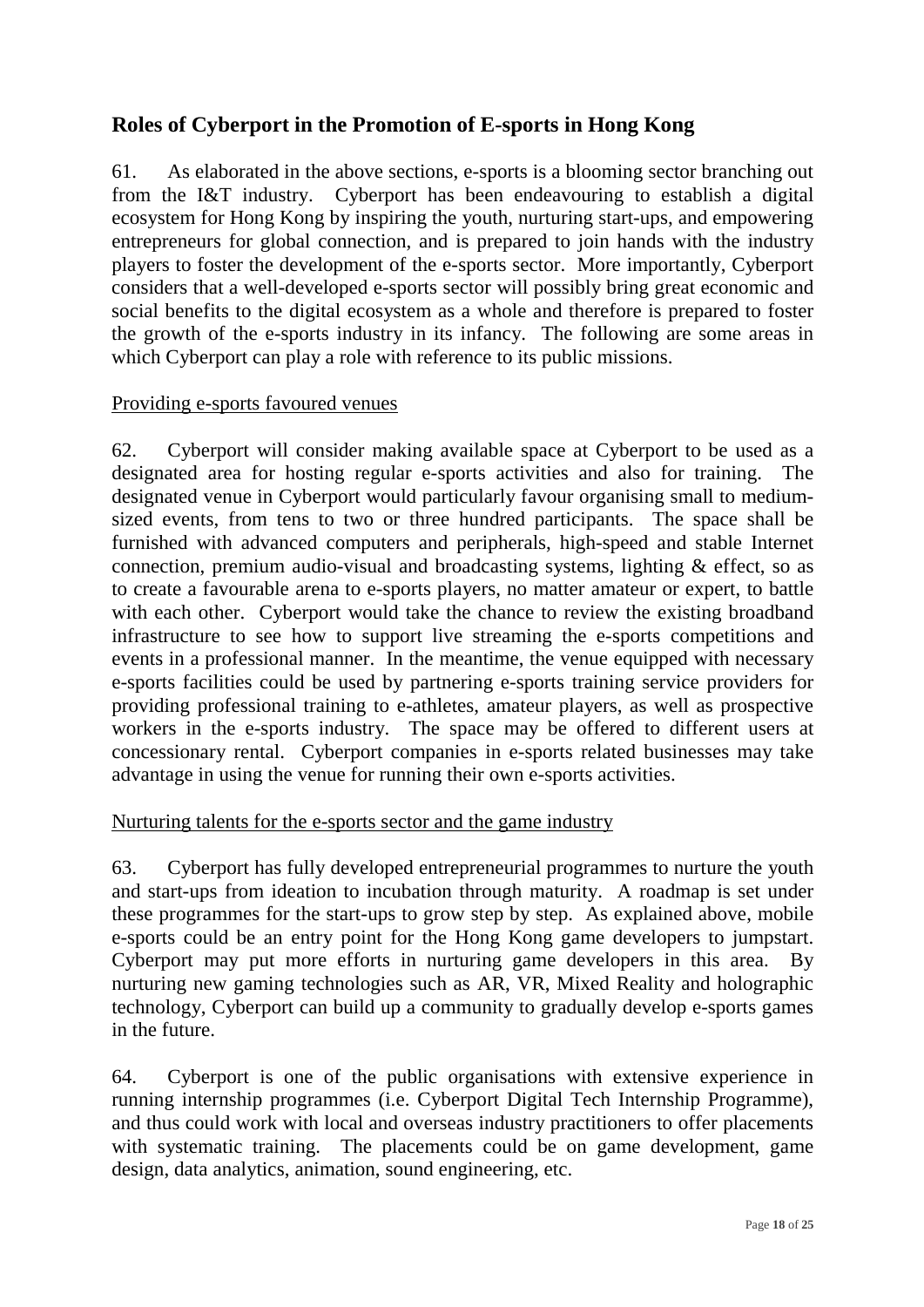## Roles of Cyberport in the Promotion of E-sports in Hong Kong

61. As elaborated in the above sections, e-sports is a blooming sector branching out from the I&T industry. Cyberport has been endeavouring to establish a digital ecosystem for Hong Kong by inspiring the youth, nurturing start-ups, and empowering entrepreneurs for global connection, and is prepared to join hands with the industry players to foster the development of the e-sports sector. More importantly, Cyberport considers that a well-developed e-sports sector will possibly bring great economic and social benefits to the digital ecosystem as a whole and therefore is prepared to foster the growth of the e-sports industry in its infancy. The following are some areas in which Cyberport can play a role with reference to its public missions.

### Providing e-sports favoured venues

62. Cyberport will consider making available space at Cyberport to be used as a designated area for hosting regular e-sports activities and also for training. The designated venue in Cyberport would particularly favour organising small to medium-sized events, from tens to two or three hundred participants. The space shall be furnished with advanced computers and peripherals, high-speed and stable Internet connection, premium audio-visual and broadcasting systems, lighting & effect, so as to create a favourable arena to e-sports players, no matter amateur or expert, to battle with each other. Cyberport would take the chance to review the existing broadband infrastructure to see how to support live streaming the e-sports competitions and events in a professional manner. In the meantime, the venue equipped with necessary e-sports facilities could be used by partnering e-sports training service providers for providing professional training to e-athletes, amateur players, as well as prospective workers in the e-sports industry. The space may be offered to different users at concessionary rental. Cyberport companies in e-sports related businesses may take advantage in using the venue for running their own e-sports activities.

### Nurturing talents for the e-sports sector and the game industry

63. Cyberport has fully developed entrepreneurial programmes to nurture the youth and start-ups from ideation to incubation through maturity. A roadmap is set under these programmes for the start-ups to grow step by step. As explained above, mobile e-sports could be an entry point for the Hong Kong game developers to jumpstart. Cyberport may put more efforts in nurturing game developers in this area. By nurturing new gaming technologies such as AR, VR, Mixed Reality and holographic technology, Cyberport can build up a community to gradually develop e-sports games in the future.

64. Cyberport is one of the public organisations with extensive experience in running internship programmes (i.e. Cyberport Digital Tech Internship Programme), and thus could work with local and overseas industry practitioners to offer placements with systematic training. The placements could be on game development, game design, data analytics, animation, sound engineering, etc.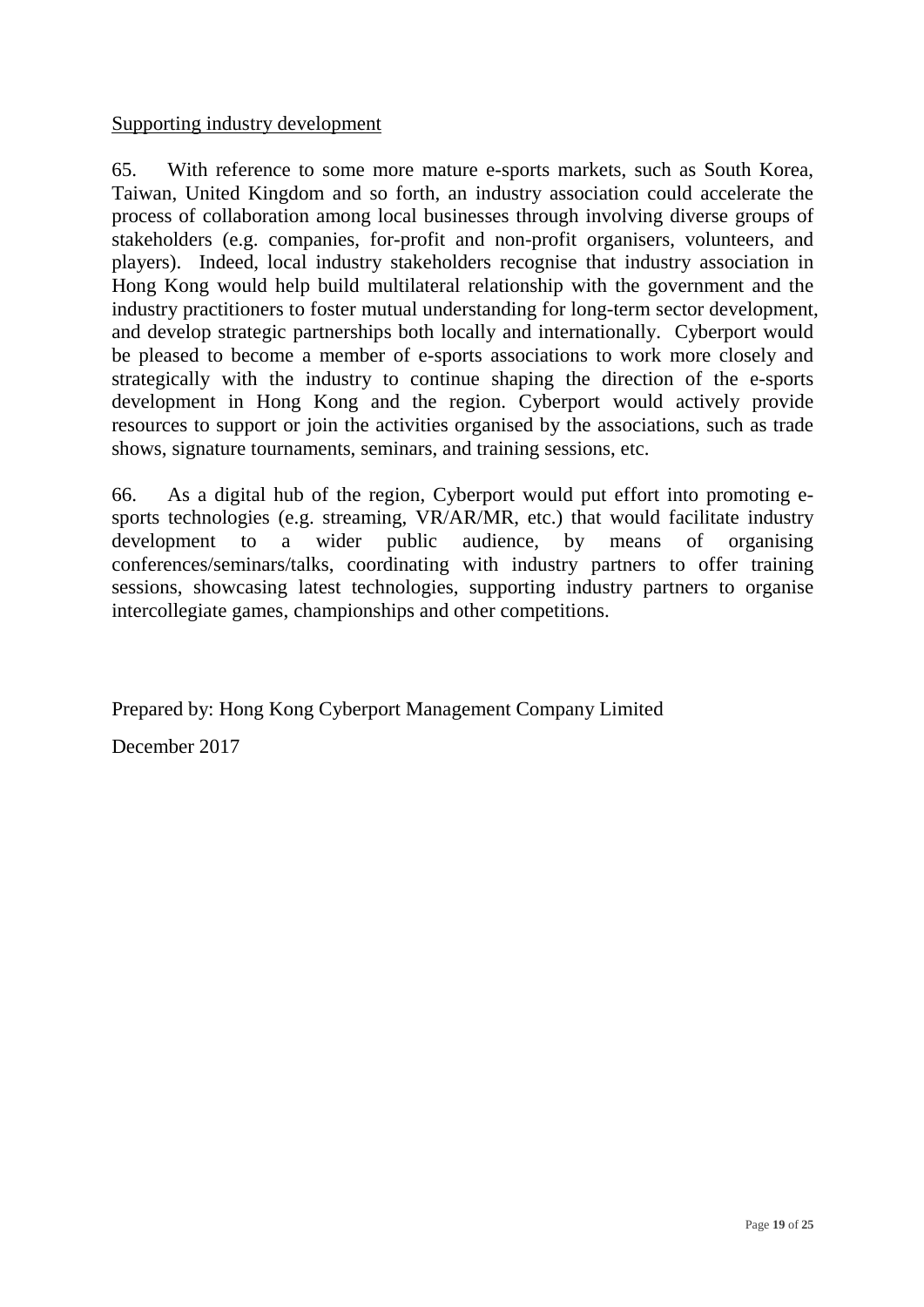<u>Supporting industry development</u>

65. With reference to some more mature e-sports markets, such as South Korea, Taiwan, United Kingdom and so forth, an industry association could accelerate the process of collaboration among local businesses through involving diverse groups of stakeholders (e.g. companies, for-profit and non-profit organisers, volunteers, and players). Indeed, local industry stakeholders recognise that industry association in Hong Kong would help build multilateral relationship with the government and the industry practitioners to foster mutual understanding for long-term sector development, and develop strategic partnerships both locally and internationally. Cyberport would be pleased to become a member of e-sports associations to work more closely and strategically with the industry to continue shaping the direction of the e-sports development in Hong Kong and the region. Cyberport would actively provide resources to support or join the activities organised by the associations, such as trade shows, signature tournaments, seminars, and training sessions, etc.

66. As a digital hub of the region, Cyberport would put effort into promoting e-sports technologies (e.g. streaming, VR/AR/MR, etc.) that would facilitate industry development to a wider public audience, by means of organising conferences/seminars/talks, coordinating with industry partners to offer training sessions, showcasing latest technologies, supporting industry partners to organise intercollegiate games, championships and other competitions.

Prepared by: Hong Kong Cyberport Management Company Limited

December 2017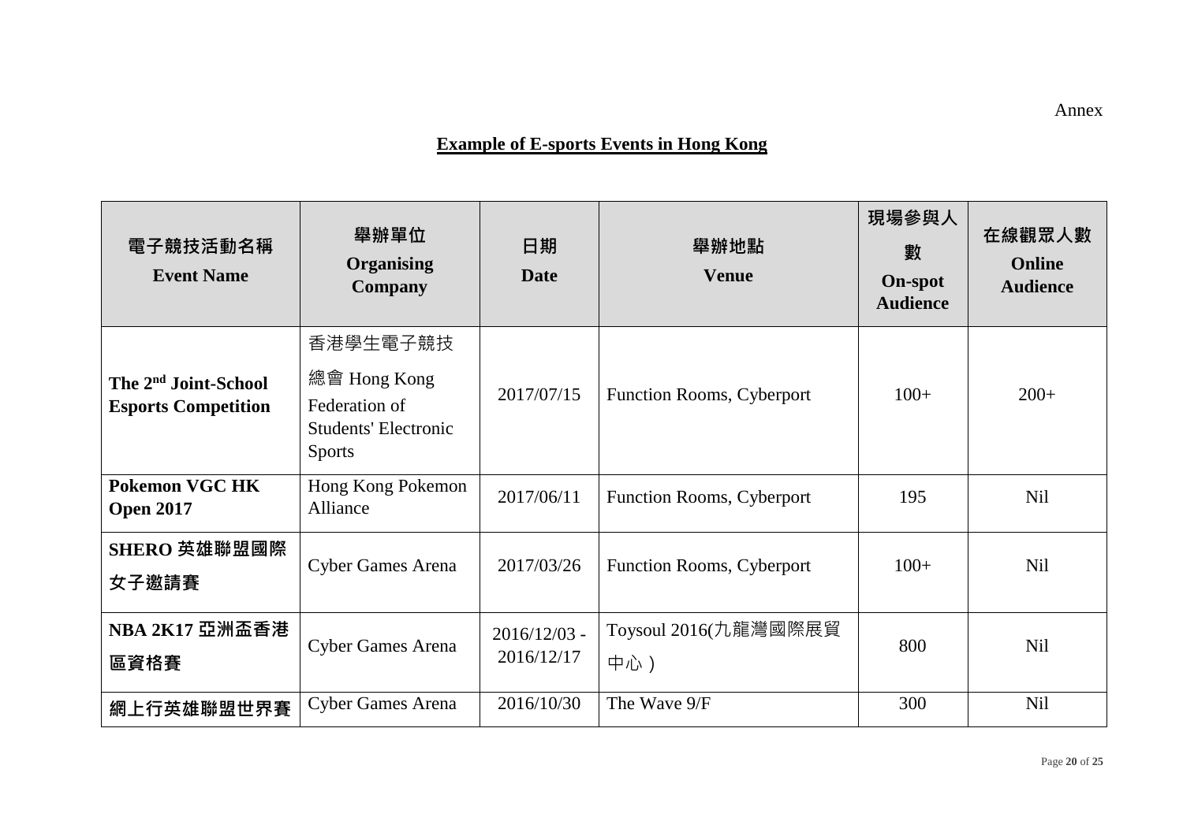Annex

**Example of E-sports Events in Hong Kong**

| 電子競技活動名稱 **Event Name** | 舉辦單位 **Organising Company** | 日期 **Date** | 舉辦地點 **Venue** | 現場參與人數 **On-spot Audience** | 在線觀眾人數 **Online Audience** |
|---|---|---|---|---|---|
| **The 2nd Joint-School Esports Competition** | 香港學生電子競技總會 Hong Kong Federation of Students' Electronic Sports | 2017/07/15 | Function Rooms, Cyberport | 100+ | 200+ |
| **Pokemon VGC HK Open 2017** | Hong Kong Pokemon Alliance | 2017/06/11 | Function Rooms, Cyberport | 195 | Nil |
| **SHERO 英雄聯盟國際女子邀請賽** | Cyber Games Arena | 2017/03/26 | Function Rooms, Cyberport | 100+ | Nil |
| **NBA 2K17 亞洲盃香港區資格賽** | Cyber Games Arena | 2016/12/03 - 2016/12/17 | Toysoul 2016(九龍灣國際展貿中心) | 800 | Nil |
| **網上行英雄聯盟世界賽** | Cyber Games Arena | 2016/10/30 | The Wave 9/F | 300 | Nil |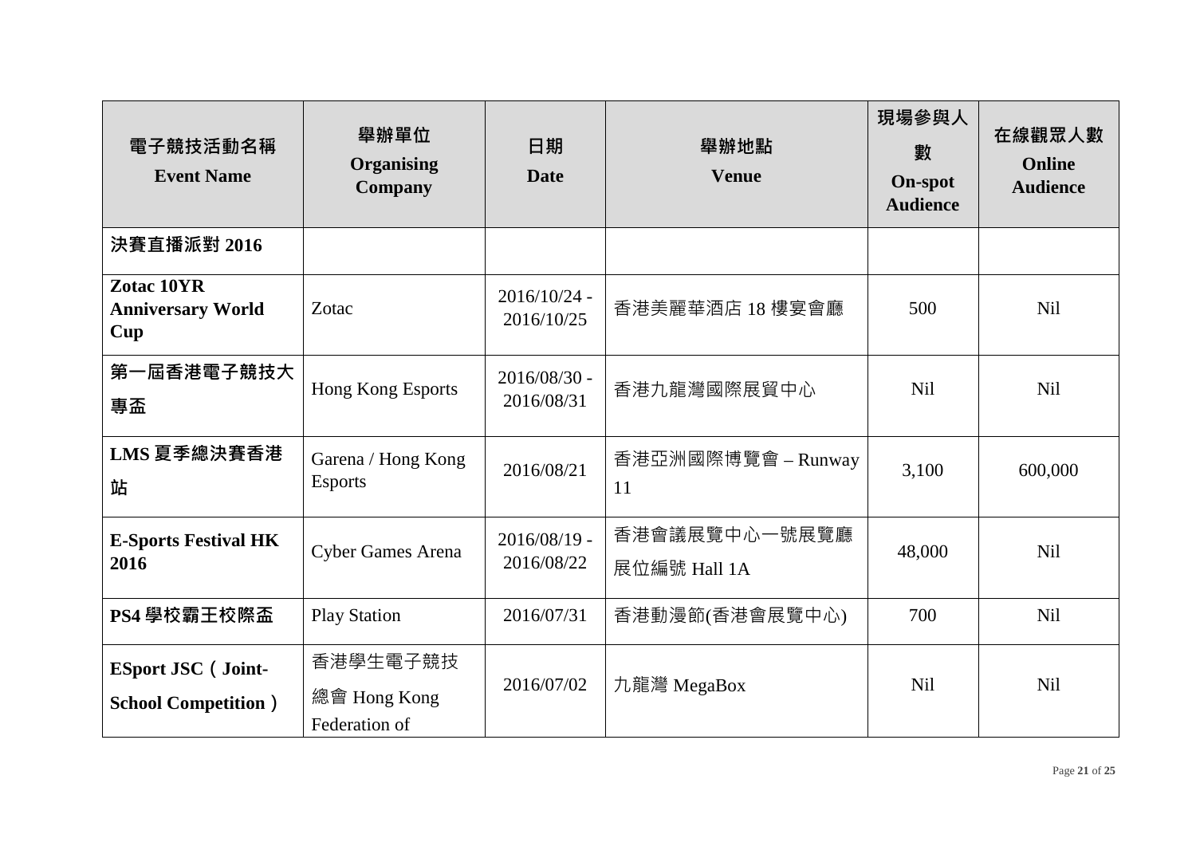| 電子競技活動名稱 **Event Name** | 舉辦單位 **Organising Company** | 日期 **Date** | 舉辦地點 **Venue** | 現場參與人數 **On-spot Audience** | 在線觀眾人數 **Online Audience** |
|---|---|---|---|---|---|
| **決賽直播派對 2016** | | | | | |
| **Zotac 10YR Anniversary World Cup** | Zotac | 2016/10/24 - 2016/10/25 | 香港美麗華酒店 18 樓宴會廳 | 500 | Nil |
| **第一屆香港電子競技大專盃** | Hong Kong Esports | 2016/08/30 - 2016/08/31 | 香港九龍灣國際展貿中心 | Nil | Nil |
| **LMS 夏季總決賽香港站** | Garena / Hong Kong Esports | 2016/08/21 | 香港亞洲國際博覽會 – Runway 11 | 3,100 | 600,000 |
| **E-Sports Festival HK 2016** | Cyber Games Arena | 2016/08/19 - 2016/08/22 | 香港會議展覽中心一號展覽廳展位編號 Hall 1A | 48,000 | Nil |
| **PS4 學校霸王校際盃** | Play Station | 2016/07/31 | 香港動漫節(香港會展覽中心) | 700 | Nil |
| **ESport JSC（Joint-School Competition）** | 香港學生電子競技總會 Hong Kong Federation of | 2016/07/02 | 九龍灣 MegaBox | Nil | Nil |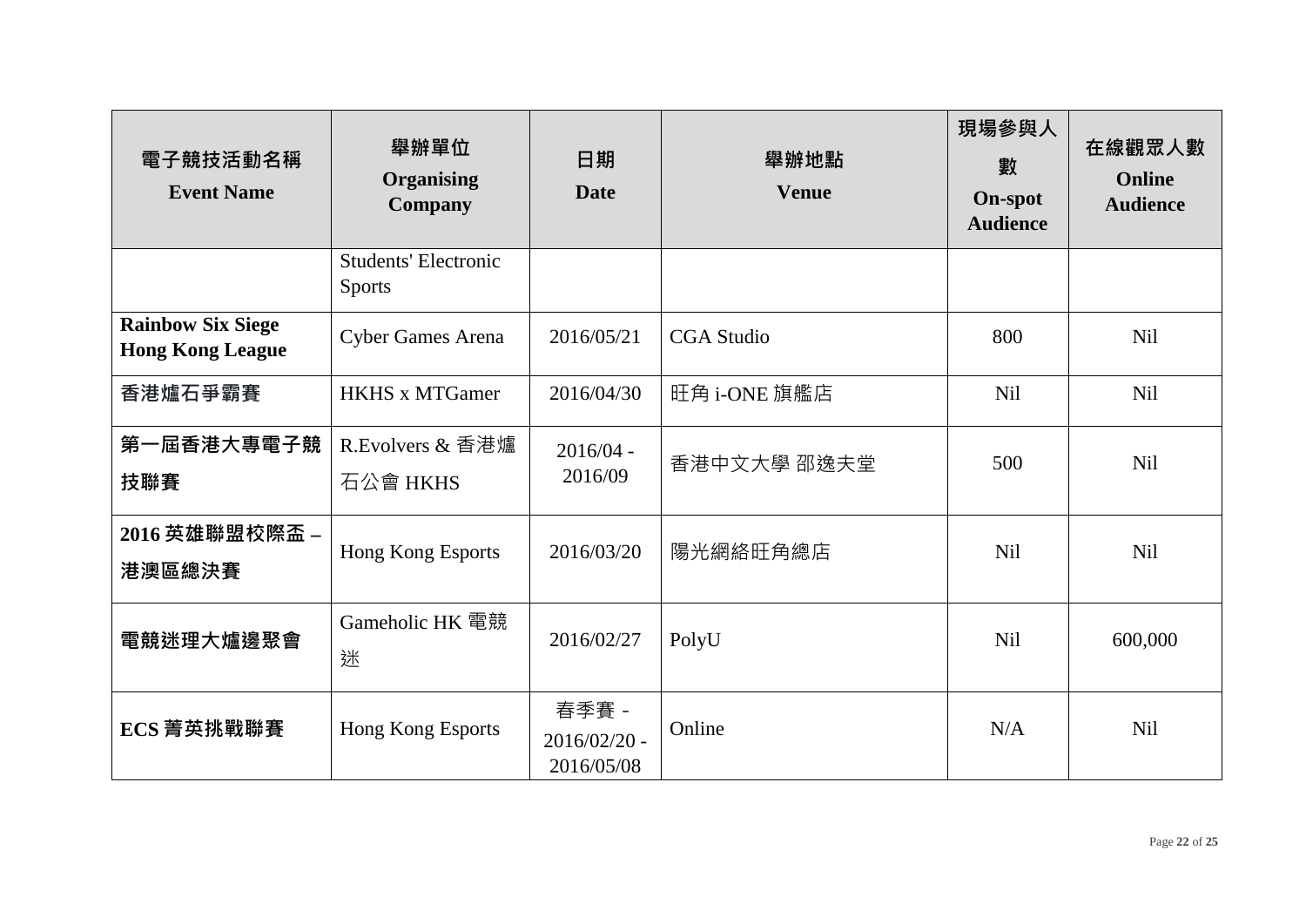| 電子競技活動名稱<br>**Event Name** | 舉辦單位<br>**Organising Company** | 日期<br>**Date** | 舉辦地點<br>**Venue** | 現場參與人數<br>**On-spot Audience** | 在線觀眾人數<br>**Online Audience** |
|---|---|---|---|---|---|
| | Students' Electronic Sports | | | | |
| **Rainbow Six Siege Hong Kong League** | Cyber Games Arena | 2016/05/21 | CGA Studio | 800 | Nil |
| **香港爐石爭霸賽** | HKHS x MTGamer | 2016/04/30 | 旺角 i-ONE 旗艦店 | Nil | Nil |
| **第一屆香港大專電子競技聯賽** | R.Evolvers & 香港爐石公會 HKHS | 2016/04 - 2016/09 | 香港中文大學 邵逸夫堂 | 500 | Nil |
| **2016 英雄聯盟校際盃 – 港澳區總決賽** | Hong Kong Esports | 2016/03/20 | 陽光網絡旺角總店 | Nil | Nil |
| **電競迷理大爐邊聚會** | Gameholic HK 電競迷 | 2016/02/27 | PolyU | Nil | 600,000 |
| **ECS 菁英挑戰聯賽** | Hong Kong Esports | 春季賽 - 2016/02/20 - 2016/05/08 | Online | N/A | Nil |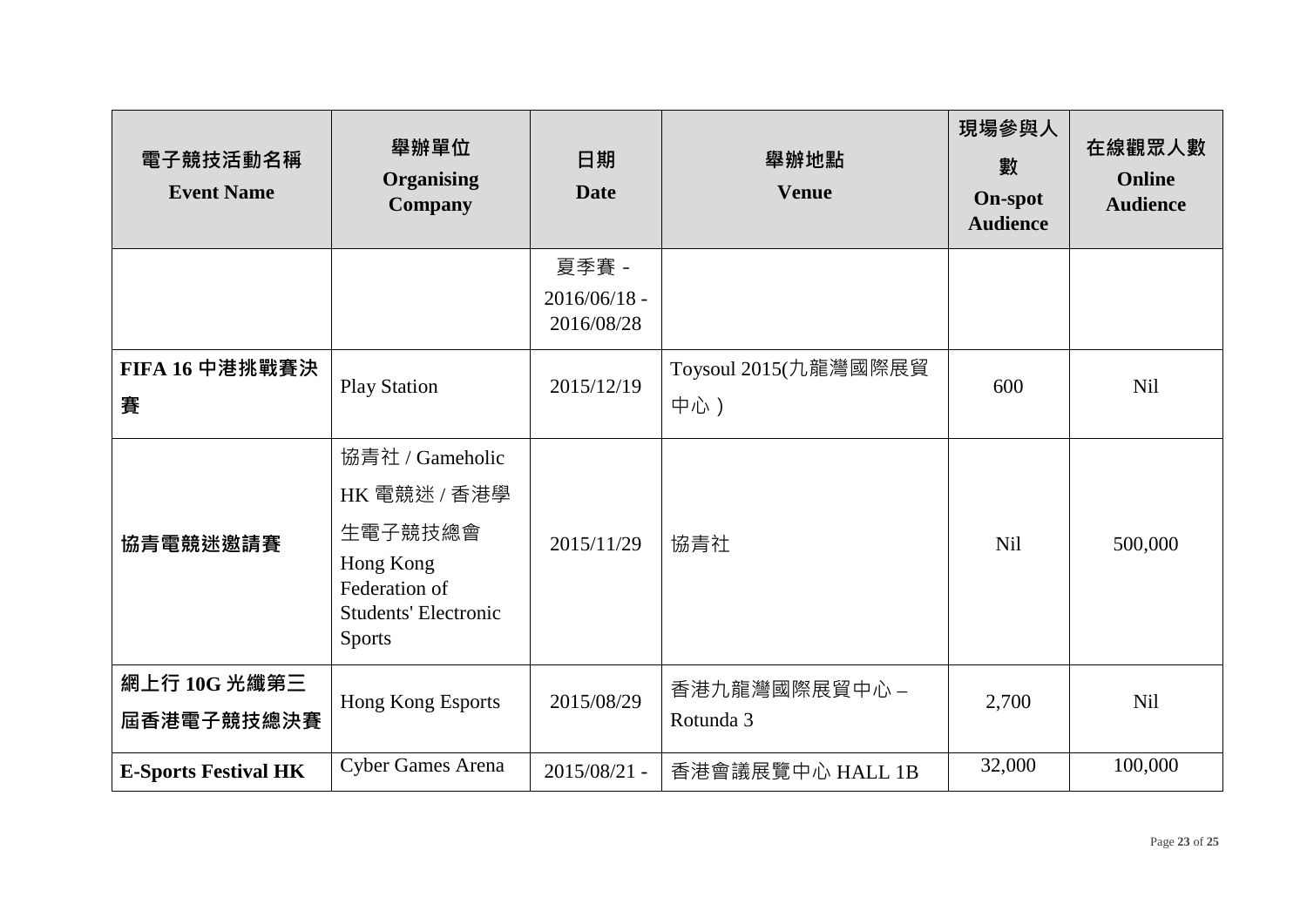| 電子競技活動名稱 **Event Name** | 舉辦單位 **Organising Company** | 日期 **Date** | 舉辦地點 **Venue** | 現場參與人數 **On-spot Audience** | 在線觀眾人數 **Online Audience** |
|---|---|---|---|---|---|
| | | 夏季賽 - 2016/06/18 - 2016/08/28 | | | |
| **FIFA 16 中港挑戰賽決賽** | Play Station | 2015/12/19 | Toysoul 2015(九龍灣國際展貿中心) | 600 | Nil |
| **協青電競迷邀請賽** | 協青社 / Gameholic HK 電競迷 / 香港學生電子競技總會 Hong Kong Federation of Students' Electronic Sports | 2015/11/29 | 協青社 | Nil | 500,000 |
| **網上行 10G 光纖第三屆香港電子競技總決賽** | Hong Kong Esports | 2015/08/29 | 香港九龍灣國際展貿中心 – Rotunda 3 | 2,700 | Nil |
| **E-Sports Festival HK** | Cyber Games Arena | 2015/08/21 - | 香港會議展覽中心 HALL 1B | 32,000 | 100,000 |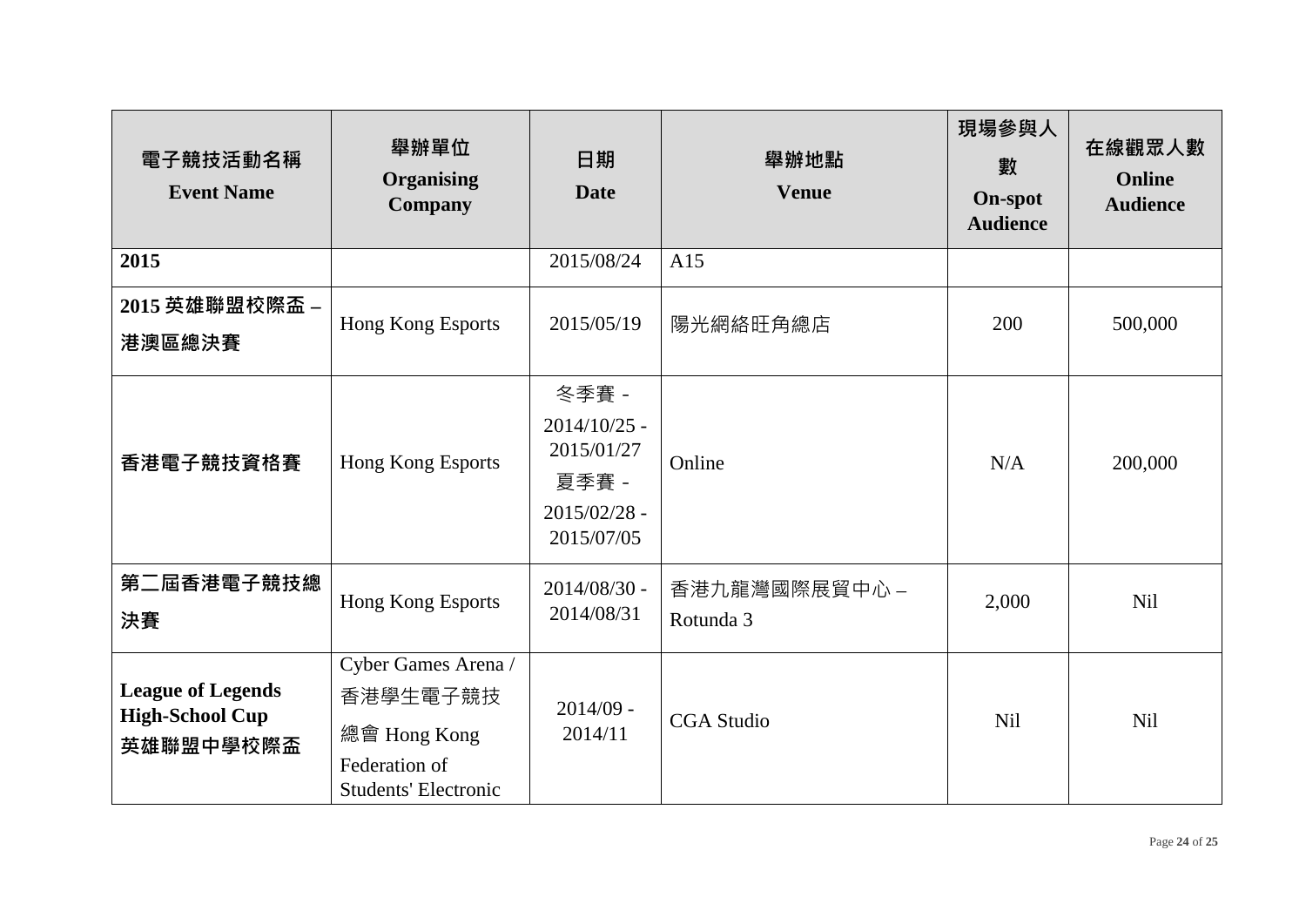| 電子競技活動名稱 Event Name | 舉辦單位 Organising Company | 日期 Date | 舉辦地點 Venue | 現場參與人數 On-spot Audience | 在線觀眾人數 Online Audience |
|---|---|---|---|---|---|
| **2015** | | 2015/08/24 | A15 | | |
| **2015 英雄聯盟校際盃 – 港澳區總決賽** | Hong Kong Esports | 2015/05/19 | 陽光網絡旺角總店 | 200 | 500,000 |
| **香港電子競技資格賽** | Hong Kong Esports | 冬季賽 - 2014/10/25 - 2015/01/27 夏季賽 - 2015/02/28 - 2015/07/05 | Online | N/A | 200,000 |
| **第二屆香港電子競技總決賽** | Hong Kong Esports | 2014/08/30 - 2014/08/31 | 香港九龍灣國際展貿中心 – Rotunda 3 | 2,000 | Nil |
| **League of Legends High-School Cup 英雄聯盟中學校際盃** | Cyber Games Arena / 香港學生電子競技總會 Hong Kong Federation of Students' Electronic | 2014/09 - 2014/11 | CGA Studio | Nil | Nil |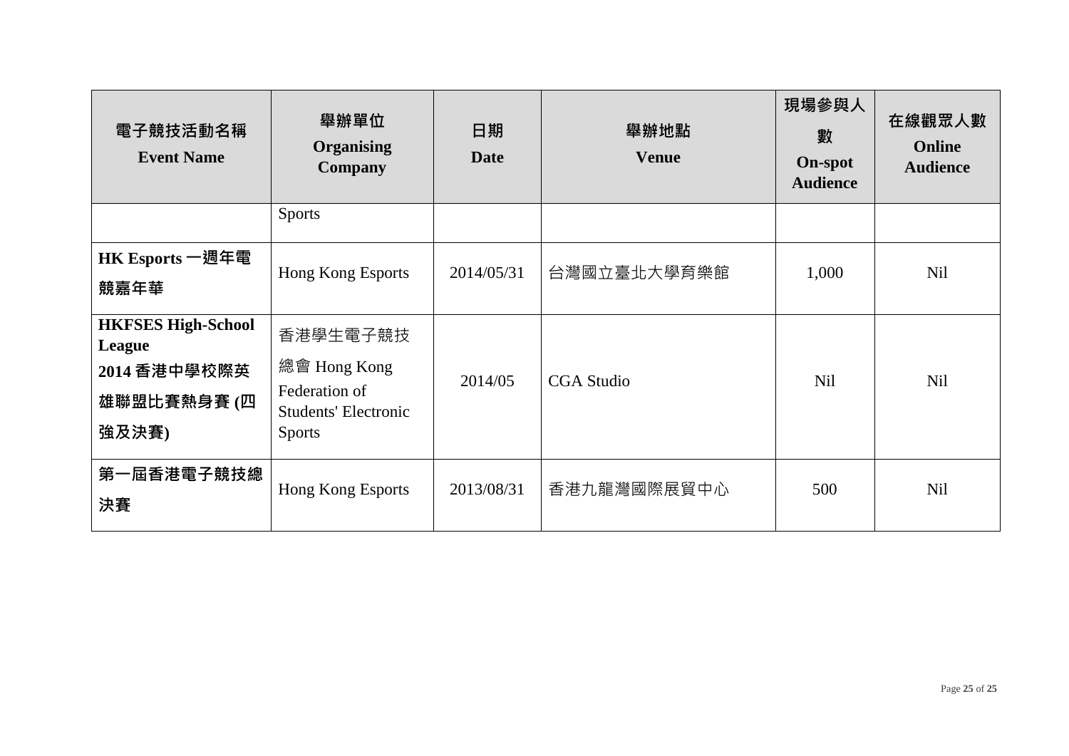| 電子競技活動名稱 Event Name | 舉辦單位 Organising Company | 日期 Date | 舉辦地點 Venue | 現場參與人數 On-spot Audience | 在線觀眾人數 Online Audience |
|---|---|---|---|---|---|
| | Sports | | | | |
| **HK Esports 一週年電競嘉年華** | Hong Kong Esports | 2014/05/31 | 台灣國立臺北大學育樂館 | 1,000 | Nil |
| **HKFSES High-School League 2014 香港中學校際英雄聯盟比賽熱身賽 (四強及決賽)** | 香港學生電子競技總會 Hong Kong Federation of Students' Electronic Sports | 2014/05 | CGA Studio | Nil | Nil |
| **第一屆香港電子競技總決賽** | Hong Kong Esports | 2013/08/31 | 香港九龍灣國際展貿中心 | 500 | Nil |